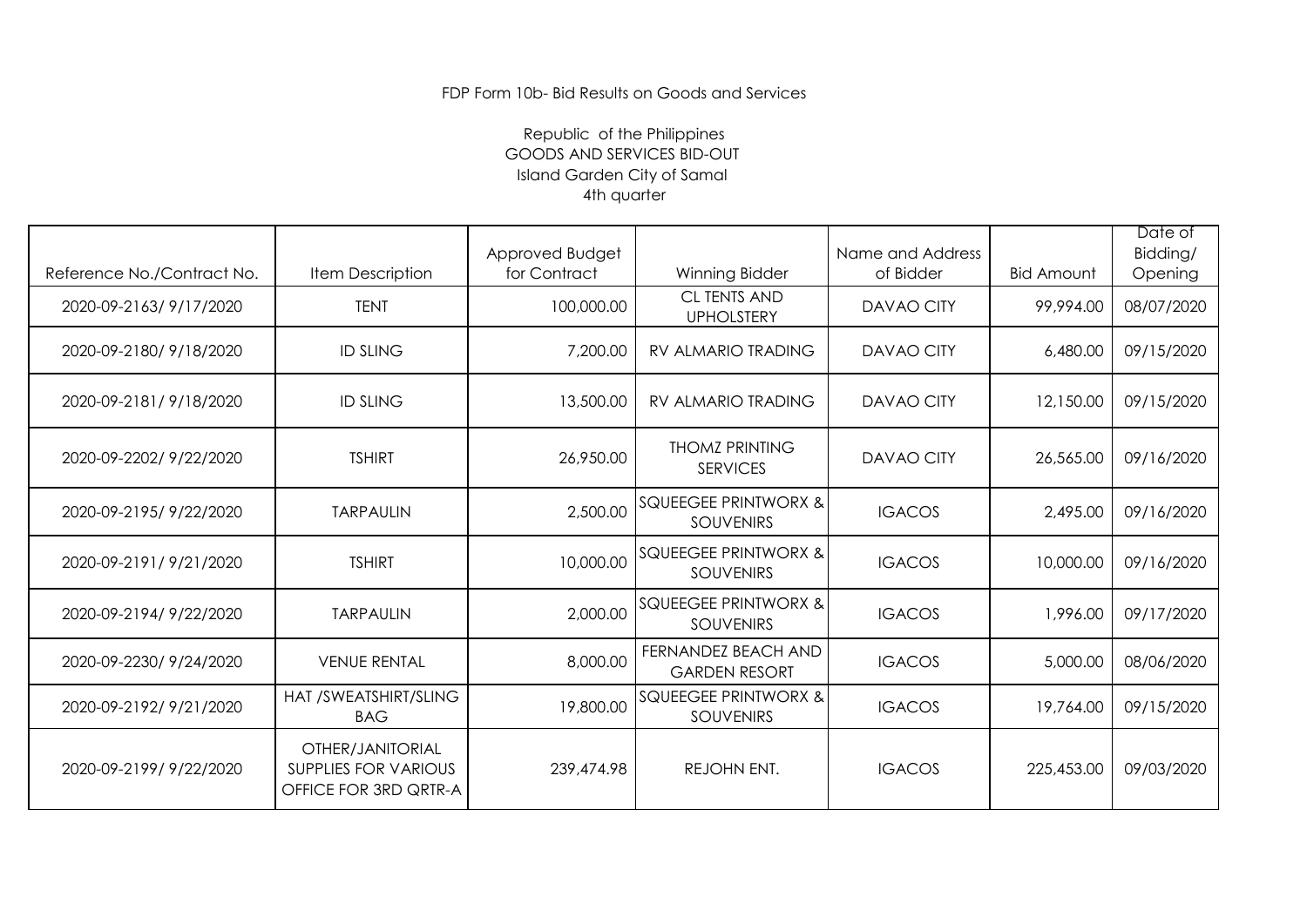FDP Form 10b- Bid Results on Goods and Services

Republic of the Philippines
GOODS AND SERVICES BID-OUT
Island Garden City of Samal
4th quarter

| Reference No./Contract No. | Item Description | Approved Budget for Contract | Winning Bidder | Name and Address of Bidder | Bid Amount | Date of Bidding/ Opening |
|---|---|---|---|---|---|---|
| 2020-09-2163/ 9/17/2020 | TENT | 100,000.00 | CL TENTS AND UPHOLSTERY | DAVAO CITY | 99,994.00 | 08/07/2020 |
| 2020-09-2180/ 9/18/2020 | ID SLING | 7,200.00 | RV ALMARIO TRADING | DAVAO CITY | 6,480.00 | 09/15/2020 |
| 2020-09-2181/ 9/18/2020 | ID SLING | 13,500.00 | RV ALMARIO TRADING | DAVAO CITY | 12,150.00 | 09/15/2020 |
| 2020-09-2202/ 9/22/2020 | TSHIRT | 26,950.00 | THOMZ PRINTING SERVICES | DAVAO CITY | 26,565.00 | 09/16/2020 |
| 2020-09-2195/ 9/22/2020 | TARPAULIN | 2,500.00 | SQUEEGEE PRINTWORX & SOUVENIRS | IGACOS | 2,495.00 | 09/16/2020 |
| 2020-09-2191/ 9/21/2020 | TSHIRT | 10,000.00 | SQUEEGEE PRINTWORX & SOUVENIRS | IGACOS | 10,000.00 | 09/16/2020 |
| 2020-09-2194/ 9/22/2020 | TARPAULIN | 2,000.00 | SQUEEGEE PRINTWORX & SOUVENIRS | IGACOS | 1,996.00 | 09/17/2020 |
| 2020-09-2230/ 9/24/2020 | VENUE RENTAL | 8,000.00 | FERNANDEZ BEACH AND GARDEN RESORT | IGACOS | 5,000.00 | 08/06/2020 |
| 2020-09-2192/ 9/21/2020 | HAT /SWEATSHIRT/SLING BAG | 19,800.00 | SQUEEGEE PRINTWORX & SOUVENIRS | IGACOS | 19,764.00 | 09/15/2020 |
| 2020-09-2199/ 9/22/2020 | OTHER/JANITORIAL SUPPLIES FOR VARIOUS OFFICE FOR 3RD QRTR-A | 239,474.98 | REJOHN ENT. | IGACOS | 225,453.00 | 09/03/2020 |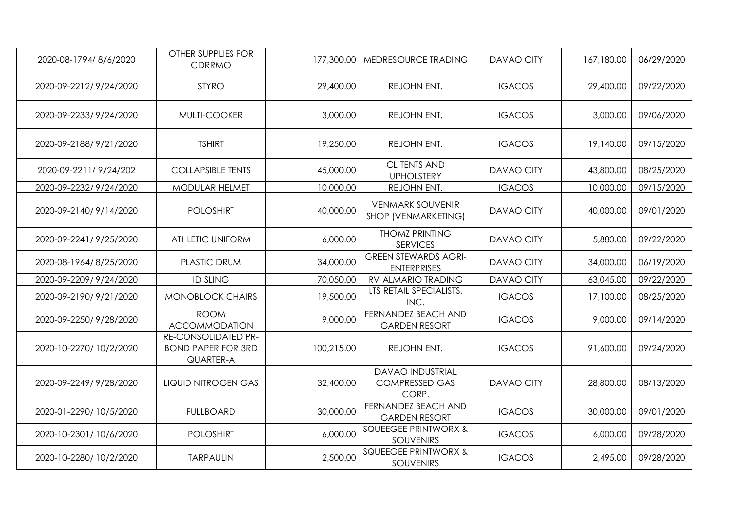|  |  |  |  |  |  |  |
|---|---|---|---|---|---|---|
| 2020-08-1794/ 8/6/2020 | OTHER SUPPLIES FOR CDRRMO | 177,300.00 | MEDRESOURCE TRADING | DAVAO CITY | 167,180.00 | 06/29/2020 |
| 2020-09-2212/ 9/24/2020 | STYRO | 29,400.00 | REJOHN ENT. | IGACOS | 29,400.00 | 09/22/2020 |
| 2020-09-2233/ 9/24/2020 | MULTI-COOKER | 3,000.00 | REJOHN ENT. | IGACOS | 3,000.00 | 09/06/2020 |
| 2020-09-2188/ 9/21/2020 | TSHIRT | 19,250.00 | REJOHN ENT. | IGACOS | 19,140.00 | 09/15/2020 |
| 2020-09-2211/ 9/24/202 | COLLAPSIBLE TENTS | 45,000.00 | CL TENTS AND UPHOLSTERY | DAVAO CITY | 43,800.00 | 08/25/2020 |
| 2020-09-2232/ 9/24/2020 | MODULAR HELMET | 10,000.00 | REJOHN ENT. | IGACOS | 10,000.00 | 09/15/2020 |
| 2020-09-2140/ 9/14/2020 | POLOSHIRT | 40,000.00 | VENMARK SOUVENIR SHOP (VENMARKETING) | DAVAO CITY | 40,000.00 | 09/01/2020 |
| 2020-09-2241/ 9/25/2020 | ATHLETIC UNIFORM | 6,000.00 | THOMZ PRINTING SERVICES | DAVAO CITY | 5,880.00 | 09/22/2020 |
| 2020-08-1964/ 8/25/2020 | PLASTIC DRUM | 34,000.00 | GREEN STEWARDS AGRI-ENTERPRISES | DAVAO CITY | 34,000.00 | 06/19/2020 |
| 2020-09-2209/ 9/24/2020 | ID SLING | 70,050.00 | RV ALMARIO TRADING | DAVAO CITY | 63,045.00 | 09/22/2020 |
| 2020-09-2190/ 9/21/2020 | MONOBLOCK CHAIRS | 19,500.00 | LTS RETAIL SPECIALISTS, INC. | IGACOS | 17,100.00 | 08/25/2020 |
| 2020-09-2250/ 9/28/2020 | ROOM ACCOMMODATION | 9,000.00 | FERNANDEZ BEACH AND GARDEN RESORT | IGACOS | 9,000.00 | 09/14/2020 |
| 2020-10-2270/ 10/2/2020 | RE-CONSOLIDATED PR-BOND PAPER FOR 3RD QUARTER-A | 100,215.00 | REJOHN ENT. | IGACOS | 91,600.00 | 09/24/2020 |
| 2020-09-2249/ 9/28/2020 | LIQUID NITROGEN GAS | 32,400.00 | DAVAO INDUSTRIAL COMPRESSED GAS CORP. | DAVAO CITY | 28,800.00 | 08/13/2020 |
| 2020-01-2290/ 10/5/2020 | FULLBOARD | 30,000.00 | FERNANDEZ BEACH AND GARDEN RESORT | IGACOS | 30,000.00 | 09/01/2020 |
| 2020-10-2301/ 10/6/2020 | POLOSHIRT | 6,000.00 | SQUEEGEE PRINTWORX & SOUVENIRS | IGACOS | 6,000.00 | 09/28/2020 |
| 2020-10-2280/ 10/2/2020 | TARPAULIN | 2,500.00 | SQUEEGEE PRINTWORX & SOUVENIRS | IGACOS | 2,495.00 | 09/28/2020 |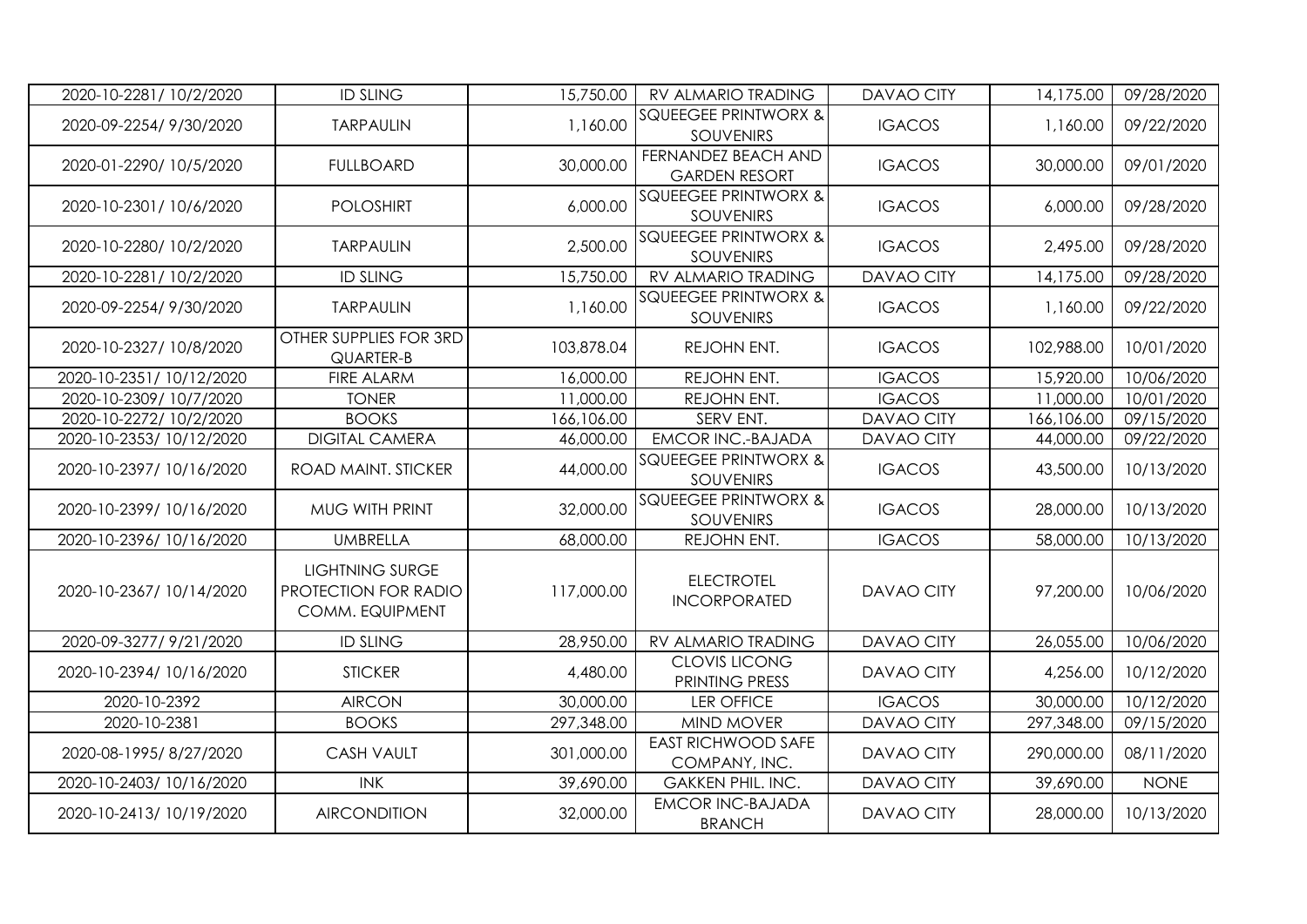| | | | | | | |
|---|---|---|---|---|---|---|
| 2020-10-2281/ 10/2/2020 | ID SLING | 15,750.00 | RV ALMARIO TRADING | DAVAO CITY | 14,175.00 | 09/28/2020 |
| 2020-09-2254/ 9/30/2020 | TARPAULIN | 1,160.00 | SQUEEGEE PRINTWORX & SOUVENIRS | IGACOS | 1,160.00 | 09/22/2020 |
| 2020-01-2290/ 10/5/2020 | FULLBOARD | 30,000.00 | FERNANDEZ BEACH AND GARDEN RESORT | IGACOS | 30,000.00 | 09/01/2020 |
| 2020-10-2301/ 10/6/2020 | POLOSHIRT | 6,000.00 | SQUEEGEE PRINTWORX & SOUVENIRS | IGACOS | 6,000.00 | 09/28/2020 |
| 2020-10-2280/ 10/2/2020 | TARPAULIN | 2,500.00 | SQUEEGEE PRINTWORX & SOUVENIRS | IGACOS | 2,495.00 | 09/28/2020 |
| 2020-10-2281/ 10/2/2020 | ID SLING | 15,750.00 | RV ALMARIO TRADING | DAVAO CITY | 14,175.00 | 09/28/2020 |
| 2020-09-2254/ 9/30/2020 | TARPAULIN | 1,160.00 | SQUEEGEE PRINTWORX & SOUVENIRS | IGACOS | 1,160.00 | 09/22/2020 |
| 2020-10-2327/ 10/8/2020 | OTHER SUPPLIES FOR 3RD QUARTER-B | 103,878.04 | REJOHN ENT. | IGACOS | 102,988.00 | 10/01/2020 |
| 2020-10-2351/ 10/12/2020 | FIRE ALARM | 16,000.00 | REJOHN ENT. | IGACOS | 15,920.00 | 10/06/2020 |
| 2020-10-2309/ 10/7/2020 | TONER | 11,000.00 | REJOHN ENT. | IGACOS | 11,000.00 | 10/01/2020 |
| 2020-10-2272/ 10/2/2020 | BOOKS | 166,106.00 | SERV ENT. | DAVAO CITY | 166,106.00 | 09/15/2020 |
| 2020-10-2353/ 10/12/2020 | DIGITAL CAMERA | 46,000.00 | EMCOR INC.-BAJADA | DAVAO CITY | 44,000.00 | 09/22/2020 |
| 2020-10-2397/ 10/16/2020 | ROAD MAINT. STICKER | 44,000.00 | SQUEEGEE PRINTWORX & SOUVENIRS | IGACOS | 43,500.00 | 10/13/2020 |
| 2020-10-2399/ 10/16/2020 | MUG WITH PRINT | 32,000.00 | SQUEEGEE PRINTWORX & SOUVENIRS | IGACOS | 28,000.00 | 10/13/2020 |
| 2020-10-2396/ 10/16/2020 | UMBRELLA | 68,000.00 | REJOHN ENT. | IGACOS | 58,000.00 | 10/13/2020 |
| 2020-10-2367/ 10/14/2020 | LIGHTNING SURGE PROTECTION FOR RADIO COMM. EQUIPMENT | 117,000.00 | ELECTROTEL INCORPORATED | DAVAO CITY | 97,200.00 | 10/06/2020 |
| 2020-09-3277/ 9/21/2020 | ID SLING | 28,950.00 | RV ALMARIO TRADING | DAVAO CITY | 26,055.00 | 10/06/2020 |
| 2020-10-2394/ 10/16/2020 | STICKER | 4,480.00 | CLOVIS LICONG PRINTING PRESS | DAVAO CITY | 4,256.00 | 10/12/2020 |
| 2020-10-2392 | AIRCON | 30,000.00 | LER OFFICE | IGACOS | 30,000.00 | 10/12/2020 |
| 2020-10-2381 | BOOKS | 297,348.00 | MIND MOVER | DAVAO CITY | 297,348.00 | 09/15/2020 |
| 2020-08-1995/ 8/27/2020 | CASH VAULT | 301,000.00 | EAST RICHWOOD SAFE COMPANY, INC. | DAVAO CITY | 290,000.00 | 08/11/2020 |
| 2020-10-2403/ 10/16/2020 | INK | 39,690.00 | GAKKEN PHIL. INC. | DAVAO CITY | 39,690.00 | NONE |
| 2020-10-2413/ 10/19/2020 | AIRCONDITION | 32,000.00 | EMCOR INC-BAJADA BRANCH | DAVAO CITY | 28,000.00 | 10/13/2020 |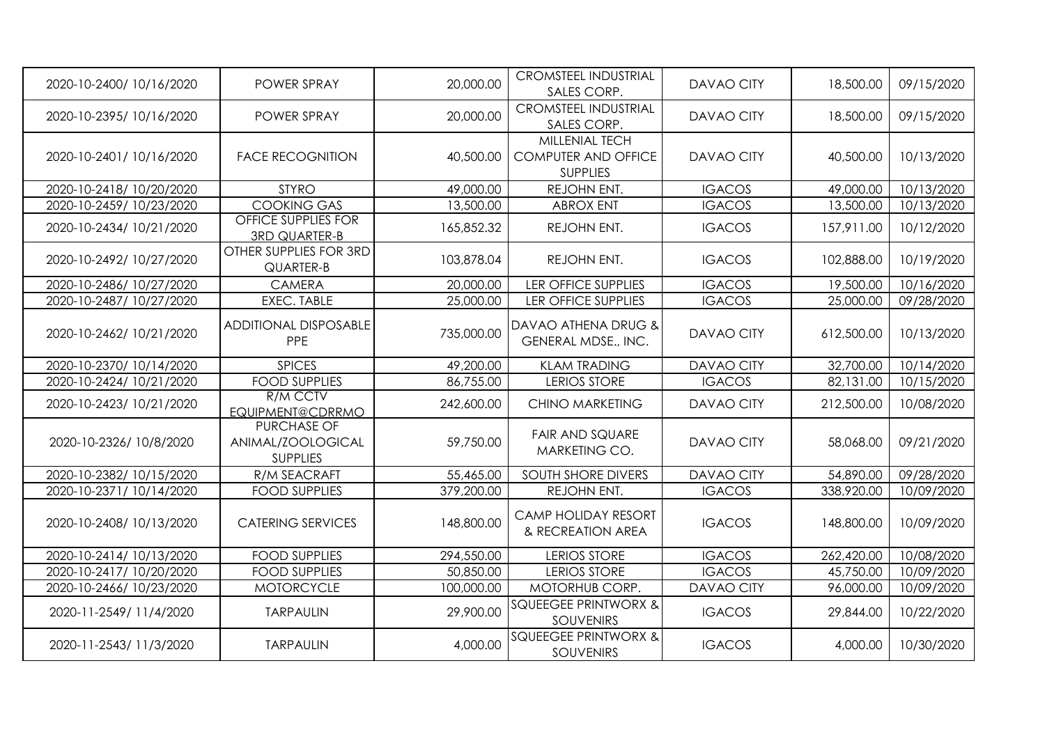| | | | | | | |
|---|---|---|---|---|---|---|
| 2020-10-2400/ 10/16/2020 | POWER SPRAY | 20,000.00 | CROMSTEEL INDUSTRIAL SALES CORP. | DAVAO CITY | 18,500.00 | 09/15/2020 |
| 2020-10-2395/ 10/16/2020 | POWER SPRAY | 20,000.00 | CROMSTEEL INDUSTRIAL SALES CORP. | DAVAO CITY | 18,500.00 | 09/15/2020 |
| 2020-10-2401/ 10/16/2020 | FACE RECOGNITION | 40,500.00 | MILLENIAL TECH COMPUTER AND OFFICE SUPPLIES | DAVAO CITY | 40,500.00 | 10/13/2020 |
| 2020-10-2418/ 10/20/2020 | STYRO | 49,000.00 | REJOHN ENT. | IGACOS | 49,000.00 | 10/13/2020 |
| 2020-10-2459/ 10/23/2020 | COOKING GAS | 13,500.00 | ABROX ENT | IGACOS | 13,500.00 | 10/13/2020 |
| 2020-10-2434/ 10/21/2020 | OFFICE SUPPLIES FOR 3RD QUARTER-B | 165,852.32 | REJOHN ENT. | IGACOS | 157,911.00 | 10/12/2020 |
| 2020-10-2492/ 10/27/2020 | OTHER SUPPLIES FOR 3RD QUARTER-B | 103,878.04 | REJOHN ENT. | IGACOS | 102,888.00 | 10/19/2020 |
| 2020-10-2486/ 10/27/2020 | CAMERA | 20,000.00 | LER OFFICE SUPPLIES | IGACOS | 19,500.00 | 10/16/2020 |
| 2020-10-2487/ 10/27/2020 | EXEC. TABLE | 25,000.00 | LER OFFICE SUPPLIES | IGACOS | 25,000.00 | 09/28/2020 |
| 2020-10-2462/ 10/21/2020 | ADDITIONAL DISPOSABLE PPE | 735,000.00 | DAVAO ATHENA DRUG & GENERAL MDSE., INC. | DAVAO CITY | 612,500.00 | 10/13/2020 |
| 2020-10-2370/ 10/14/2020 | SPICES | 49,200.00 | KLAM TRADING | DAVAO CITY | 32,700.00 | 10/14/2020 |
| 2020-10-2424/ 10/21/2020 | FOOD SUPPLIES | 86,755.00 | LERIOS STORE | IGACOS | 82,131.00 | 10/15/2020 |
| 2020-10-2423/ 10/21/2020 | R/M CCTV EQUIPMENT@CDRRMO | 242,600.00 | CHINO MARKETING | DAVAO CITY | 212,500.00 | 10/08/2020 |
| 2020-10-2326/ 10/8/2020 | PURCHASE OF ANIMAL/ZOOLOGICAL SUPPLIES | 59,750.00 | FAIR AND SQUARE MARKETING CO. | DAVAO CITY | 58,068.00 | 09/21/2020 |
| 2020-10-2382/ 10/15/2020 | R/M SEACRAFT | 55,465.00 | SOUTH SHORE DIVERS | DAVAO CITY | 54,890.00 | 09/28/2020 |
| 2020-10-2371/ 10/14/2020 | FOOD SUPPLIES | 379,200.00 | REJOHN ENT. | IGACOS | 338,920.00 | 10/09/2020 |
| 2020-10-2408/ 10/13/2020 | CATERING SERVICES | 148,800.00 | CAMP HOLIDAY RESORT & RECREATION AREA | IGACOS | 148,800.00 | 10/09/2020 |
| 2020-10-2414/ 10/13/2020 | FOOD SUPPLIES | 294,550.00 | LERIOS STORE | IGACOS | 262,420.00 | 10/08/2020 |
| 2020-10-2417/ 10/20/2020 | FOOD SUPPLIES | 50,850.00 | LERIOS STORE | IGACOS | 45,750.00 | 10/09/2020 |
| 2020-10-2466/ 10/23/2020 | MOTORCYCLE | 100,000.00 | MOTORHUB CORP. | DAVAO CITY | 96,000.00 | 10/09/2020 |
| 2020-11-2549/ 11/4/2020 | TARPAULIN | 29,900.00 | SQUEEGEE PRINTWORX & SOUVENIRS | IGACOS | 29,844.00 | 10/22/2020 |
| 2020-11-2543/ 11/3/2020 | TARPAULIN | 4,000.00 | SQUEEGEE PRINTWORX & SOUVENIRS | IGACOS | 4,000.00 | 10/30/2020 |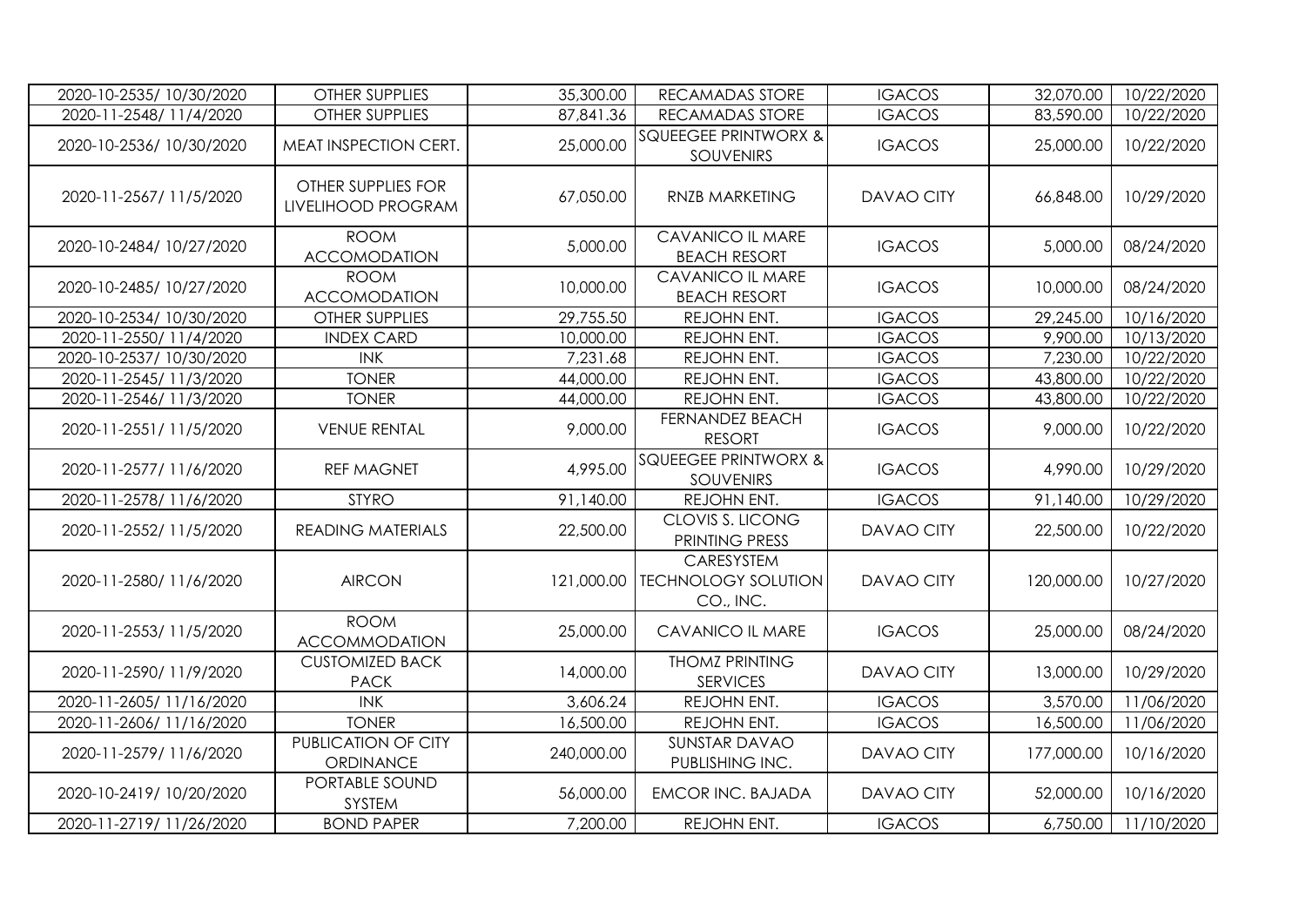| | | | | | | |
|---|---|---|---|---|---|---|
| 2020-10-2535/ 10/30/2020 | OTHER SUPPLIES | 35,300.00 | RECAMADAS STORE | IGACOS | 32,070.00 | 10/22/2020 |
| 2020-11-2548/ 11/4/2020 | OTHER SUPPLIES | 87,841.36 | RECAMADAS STORE | IGACOS | 83,590.00 | 10/22/2020 |
| 2020-10-2536/ 10/30/2020 | MEAT INSPECTION CERT. | 25,000.00 | SQUEEGEE PRINTWORX & SOUVENIRS | IGACOS | 25,000.00 | 10/22/2020 |
| 2020-11-2567/ 11/5/2020 | OTHER SUPPLIES FOR LIVELIHOOD PROGRAM | 67,050.00 | RNZB MARKETING | DAVAO CITY | 66,848.00 | 10/29/2020 |
| 2020-10-2484/ 10/27/2020 | ROOM ACCOMODATION | 5,000.00 | CAVANICO IL MARE BEACH RESORT | IGACOS | 5,000.00 | 08/24/2020 |
| 2020-10-2485/ 10/27/2020 | ROOM ACCOMODATION | 10,000.00 | CAVANICO IL MARE BEACH RESORT | IGACOS | 10,000.00 | 08/24/2020 |
| 2020-10-2534/ 10/30/2020 | OTHER SUPPLIES | 29,755.50 | REJOHN ENT. | IGACOS | 29,245.00 | 10/16/2020 |
| 2020-11-2550/ 11/4/2020 | INDEX CARD | 10,000.00 | REJOHN ENT. | IGACOS | 9,900.00 | 10/13/2020 |
| 2020-10-2537/ 10/30/2020 | INK | 7,231.68 | REJOHN ENT. | IGACOS | 7,230.00 | 10/22/2020 |
| 2020-11-2545/ 11/3/2020 | TONER | 44,000.00 | REJOHN ENT. | IGACOS | 43,800.00 | 10/22/2020 |
| 2020-11-2546/ 11/3/2020 | TONER | 44,000.00 | REJOHN ENT. | IGACOS | 43,800.00 | 10/22/2020 |
| 2020-11-2551/ 11/5/2020 | VENUE RENTAL | 9,000.00 | FERNANDEZ BEACH RESORT | IGACOS | 9,000.00 | 10/22/2020 |
| 2020-11-2577/ 11/6/2020 | REF MAGNET | 4,995.00 | SQUEEGEE PRINTWORX & SOUVENIRS | IGACOS | 4,990.00 | 10/29/2020 |
| 2020-11-2578/ 11/6/2020 | STYRO | 91,140.00 | REJOHN ENT. | IGACOS | 91,140.00 | 10/29/2020 |
| 2020-11-2552/ 11/5/2020 | READING MATERIALS | 22,500.00 | CLOVIS S. LICONG PRINTING PRESS | DAVAO CITY | 22,500.00 | 10/22/2020 |
| 2020-11-2580/ 11/6/2020 | AIRCON | 121,000.00 | CARESYSTEM TECHNOLOGY SOLUTION CO., INC. | DAVAO CITY | 120,000.00 | 10/27/2020 |
| 2020-11-2553/ 11/5/2020 | ROOM ACCOMMODATION | 25,000.00 | CAVANICO IL MARE | IGACOS | 25,000.00 | 08/24/2020 |
| 2020-11-2590/ 11/9/2020 | CUSTOMIZED BACK PACK | 14,000.00 | THOMZ PRINTING SERVICES | DAVAO CITY | 13,000.00 | 10/29/2020 |
| 2020-11-2605/ 11/16/2020 | INK | 3,606.24 | REJOHN ENT. | IGACOS | 3,570.00 | 11/06/2020 |
| 2020-11-2606/ 11/16/2020 | TONER | 16,500.00 | REJOHN ENT. | IGACOS | 16,500.00 | 11/06/2020 |
| 2020-11-2579/ 11/6/2020 | PUBLICATION OF CITY ORDINANCE | 240,000.00 | SUNSTAR DAVAO PUBLISHING INC. | DAVAO CITY | 177,000.00 | 10/16/2020 |
| 2020-10-2419/ 10/20/2020 | PORTABLE SOUND SYSTEM | 56,000.00 | EMCOR INC. BAJADA | DAVAO CITY | 52,000.00 | 10/16/2020 |
| 2020-11-2719/ 11/26/2020 | BOND PAPER | 7,200.00 | REJOHN ENT. | IGACOS | 6,750.00 | 11/10/2020 |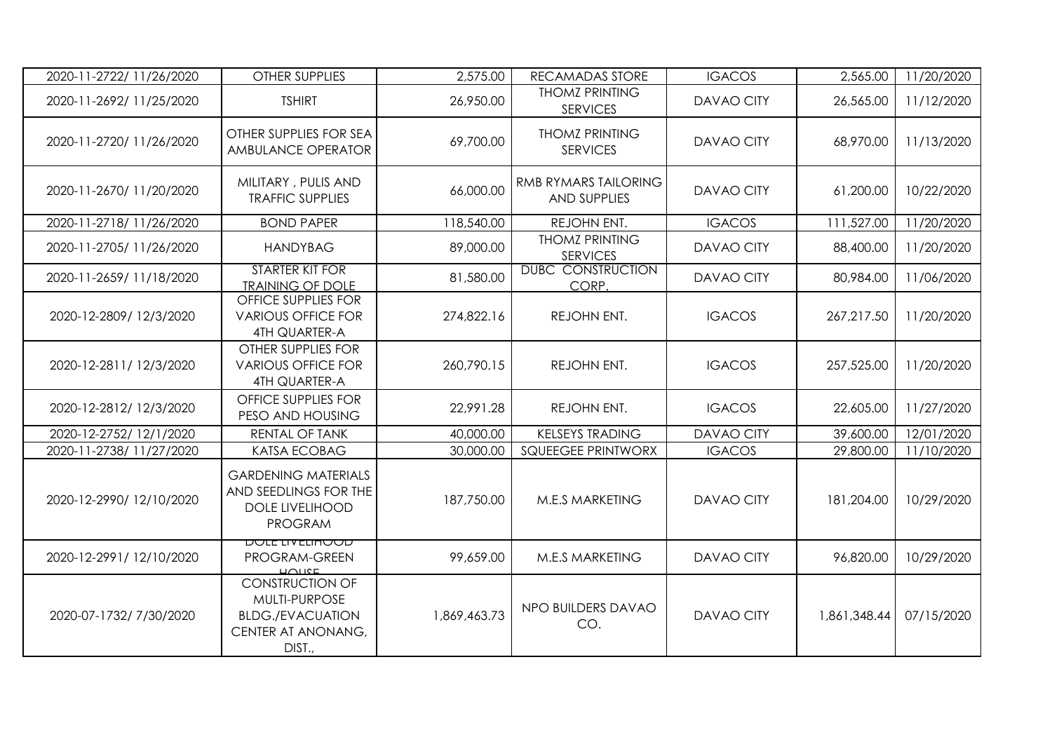| | | | | | | |
|---|---|---|---|---|---|---|
| 2020-11-2722/ 11/26/2020 | OTHER SUPPLIES | 2,575.00 | RECAMADAS STORE | IGACOS | 2,565.00 | 11/20/2020 |
| 2020-11-2692/ 11/25/2020 | TSHIRT | 26,950.00 | THOMZ PRINTING SERVICES | DAVAO CITY | 26,565.00 | 11/12/2020 |
| 2020-11-2720/ 11/26/2020 | OTHER SUPPLIES FOR SEA AMBULANCE OPERATOR | 69,700.00 | THOMZ PRINTING SERVICES | DAVAO CITY | 68,970.00 | 11/13/2020 |
| 2020-11-2670/ 11/20/2020 | MILITARY , PULIS AND TRAFFIC SUPPLIES | 66,000.00 | RMB RYMARS TAILORING AND SUPPLIES | DAVAO CITY | 61,200.00 | 10/22/2020 |
| 2020-11-2718/ 11/26/2020 | BOND PAPER | 118,540.00 | REJOHN ENT. | IGACOS | 111,527.00 | 11/20/2020 |
| 2020-11-2705/ 11/26/2020 | HANDYBAG | 89,000.00 | THOMZ PRINTING SERVICES | DAVAO CITY | 88,400.00 | 11/20/2020 |
| 2020-11-2659/ 11/18/2020 | STARTER KIT FOR TRAINING OF DOLE | 81,580.00 | DUBC CONSTRUCTION CORP. | DAVAO CITY | 80,984.00 | 11/06/2020 |
| 2020-12-2809/ 12/3/2020 | OFFICE SUPPLIES FOR VARIOUS OFFICE FOR 4TH QUARTER-A | 274,822.16 | REJOHN ENT. | IGACOS | 267,217.50 | 11/20/2020 |
| 2020-12-2811/ 12/3/2020 | OTHER SUPPLIES FOR VARIOUS OFFICE FOR 4TH QUARTER-A | 260,790.15 | REJOHN ENT. | IGACOS | 257,525.00 | 11/20/2020 |
| 2020-12-2812/ 12/3/2020 | OFFICE SUPPLIES FOR PESO AND HOUSING | 22,991.28 | REJOHN ENT. | IGACOS | 22,605.00 | 11/27/2020 |
| 2020-12-2752/ 12/1/2020 | RENTAL OF TANK | 40,000.00 | KELSEYS TRADING | DAVAO CITY | 39,600.00 | 12/01/2020 |
| 2020-11-2738/ 11/27/2020 | KATSA ECOBAG | 30,000.00 | SQUEEGEE PRINTWORX | IGACOS | 29,800.00 | 11/10/2020 |
| 2020-12-2990/ 12/10/2020 | GARDENING MATERIALS AND SEEDLINGS FOR THE DOLE LIVELIHOOD PROGRAM | 187,750.00 | M.E.S MARKETING | DAVAO CITY | 181,204.00 | 10/29/2020 |
| 2020-12-2991/ 12/10/2020 | DOLE LIVELIHOOD PROGRAM-GREEN HOUSE | 99,659.00 | M.E.S MARKETING | DAVAO CITY | 96,820.00 | 10/29/2020 |
| 2020-07-1732/ 7/30/2020 | CONSTRUCTION OF MULTI-PURPOSE BLDG./EVACUATION CENTER AT ANONANG, DIST., | 1,869,463.73 | NPO BUILDERS DAVAO CO. | DAVAO CITY | 1,861,348.44 | 07/15/2020 |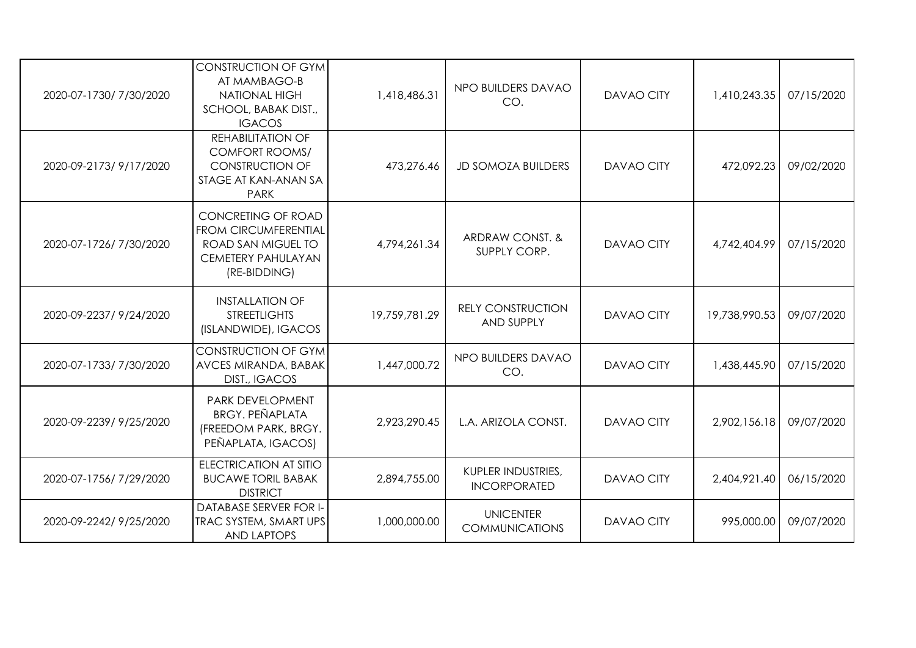| | | | | | | |
|---|---|---|---|---|---|---|
| 2020-07-1730/ 7/30/2020 | CONSTRUCTION OF GYM AT MAMBAGO-B NATIONAL HIGH SCHOOL, BABAK DIST., IGACOS | 1,418,486.31 | NPO BUILDERS DAVAO CO. | DAVAO CITY | 1,410,243.35 | 07/15/2020 |
| 2020-09-2173/ 9/17/2020 | REHABILITATION OF COMFORT ROOMS/ CONSTRUCTION OF STAGE AT KAN-ANAN SA PARK | 473,276.46 | JD SOMOZA BUILDERS | DAVAO CITY | 472,092.23 | 09/02/2020 |
| 2020-07-1726/ 7/30/2020 | CONCRETING OF ROAD FROM CIRCUMFERENTIAL ROAD SAN MIGUEL TO CEMETERY PAHULAYAN (RE-BIDDING) | 4,794,261.34 | ARDRAW CONST. & SUPPLY CORP. | DAVAO CITY | 4,742,404.99 | 07/15/2020 |
| 2020-09-2237/ 9/24/2020 | INSTALLATION OF STREETLIGHTS (ISLANDWIDE), IGACOS | 19,759,781.29 | RELY CONSTRUCTION AND SUPPLY | DAVAO CITY | 19,738,990.53 | 09/07/2020 |
| 2020-07-1733/ 7/30/2020 | CONSTRUCTION OF GYM AVCES MIRANDA, BABAK DIST., IGACOS | 1,447,000.72 | NPO BUILDERS DAVAO CO. | DAVAO CITY | 1,438,445.90 | 07/15/2020 |
| 2020-09-2239/ 9/25/2020 | PARK DEVELOPMENT BRGY. PEÑAPLATA (FREEDOM PARK, BRGY. PEÑAPLATA, IGACOS) | 2,923,290.45 | L.A. ARIZOLA CONST. | DAVAO CITY | 2,902,156.18 | 09/07/2020 |
| 2020-07-1756/ 7/29/2020 | ELECTRICATION AT SITIO BUCAWE TORIL BABAK DISTRICT | 2,894,755.00 | KUPLER INDUSTRIES, INCORPORATED | DAVAO CITY | 2,404,921.40 | 06/15/2020 |
| 2020-09-2242/ 9/25/2020 | DATABASE SERVER FOR I-TRAC SYSTEM, SMART UPS AND LAPTOPS | 1,000,000.00 | UNICENTER COMMUNICATIONS | DAVAO CITY | 995,000.00 | 09/07/2020 |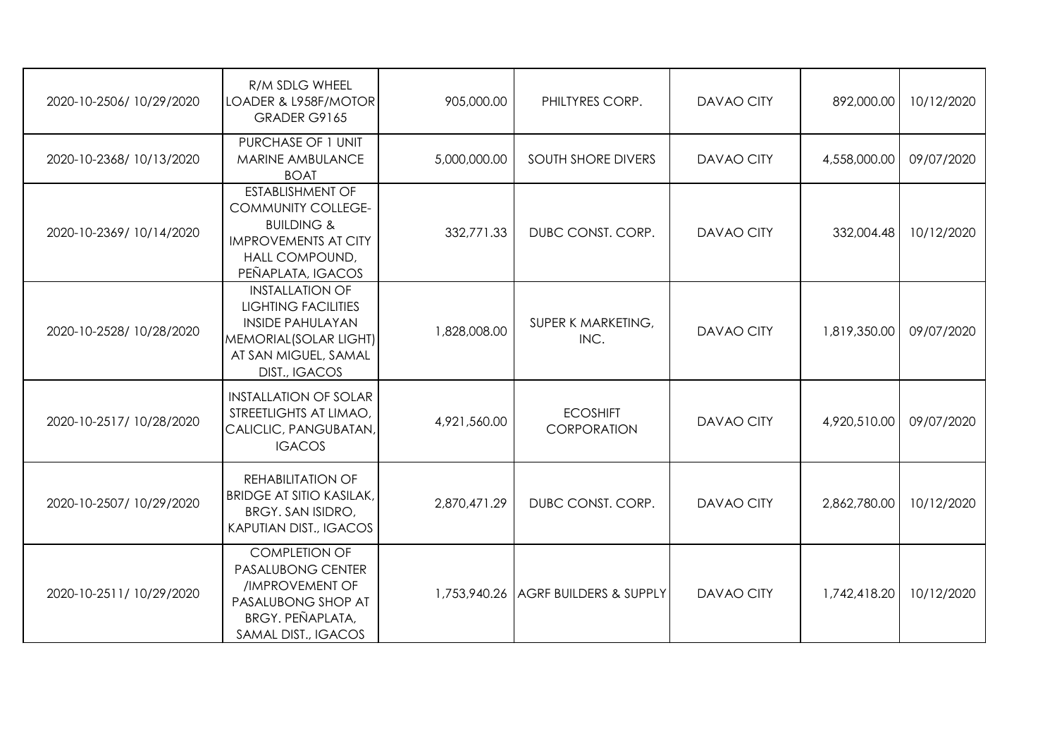| | | | | | | |
|---|---|---|---|---|---|---|
| 2020-10-2506/ 10/29/2020 | R/M SDLG WHEEL LOADER & L958F/MOTOR GRADER G9165 | 905,000.00 | PHILTYRES CORP. | DAVAO CITY | 892,000.00 | 10/12/2020 |
| 2020-10-2368/ 10/13/2020 | PURCHASE OF 1 UNIT MARINE AMBULANCE BOAT | 5,000,000.00 | SOUTH SHORE DIVERS | DAVAO CITY | 4,558,000.00 | 09/07/2020 |
| 2020-10-2369/ 10/14/2020 | ESTABLISHMENT OF COMMUNITY COLLEGE-BUILDING & IMPROVEMENTS AT CITY HALL COMPOUND, PEÑAPLATA, IGACOS | 332,771.33 | DUBC CONST. CORP. | DAVAO CITY | 332,004.48 | 10/12/2020 |
| 2020-10-2528/ 10/28/2020 | INSTALLATION OF LIGHTING FACILITIES INSIDE PAHULAYAN MEMORIAL(SOLAR LIGHT) AT SAN MIGUEL, SAMAL DIST., IGACOS | 1,828,008.00 | SUPER K MARKETING, INC. | DAVAO CITY | 1,819,350.00 | 09/07/2020 |
| 2020-10-2517/ 10/28/2020 | INSTALLATION OF SOLAR STREETLIGHTS AT LIMAO, CALICLIC, PANGUBATAN, IGACOS | 4,921,560.00 | ECOSHIFT CORPORATION | DAVAO CITY | 4,920,510.00 | 09/07/2020 |
| 2020-10-2507/ 10/29/2020 | REHABILITATION OF BRIDGE AT SITIO KASILAK, BRGY. SAN ISIDRO, KAPUTIAN DIST., IGACOS | 2,870,471.29 | DUBC CONST. CORP. | DAVAO CITY | 2,862,780.00 | 10/12/2020 |
| 2020-10-2511/ 10/29/2020 | COMPLETION OF PASALUBONG CENTER /IMPROVEMENT OF PASALUBONG SHOP AT BRGY. PEÑAPLATA, SAMAL DIST., IGACOS | 1,753,940.26 | AGRF BUILDERS & SUPPLY | DAVAO CITY | 1,742,418.20 | 10/12/2020 |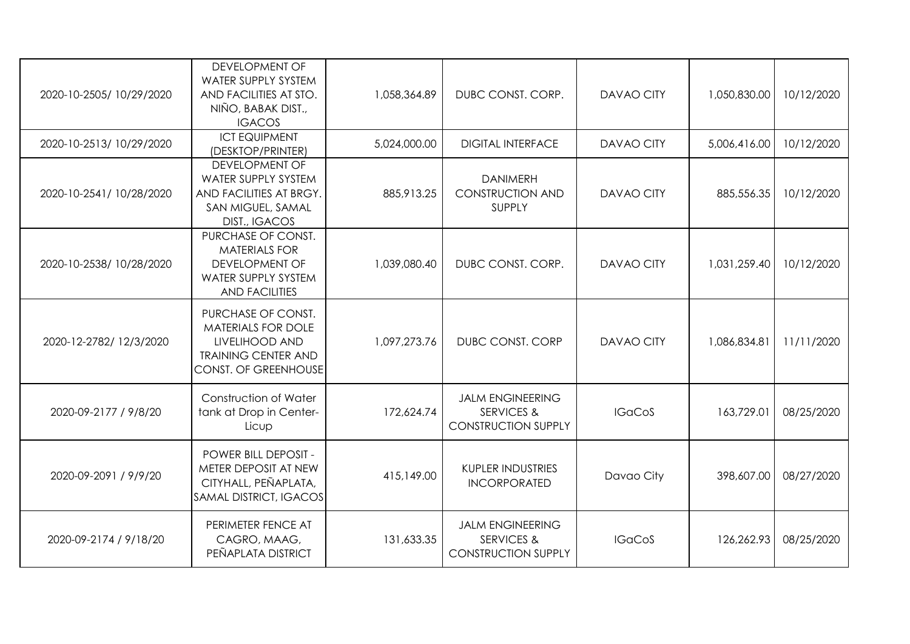| | | | | | | |
|---|---|---|---|---|---|---|
| 2020-10-2505/ 10/29/2020 | DEVELOPMENT OF WATER SUPPLY SYSTEM AND FACILITIES AT STO. NIÑO, BABAK DIST., IGACOS | 1,058,364.89 | DUBC CONST. CORP. | DAVAO CITY | 1,050,830.00 | 10/12/2020 |
| 2020-10-2513/ 10/29/2020 | ICT EQUIPMENT (DESKTOP/PRINTER) | 5,024,000.00 | DIGITAL INTERFACE | DAVAO CITY | 5,006,416.00 | 10/12/2020 |
| 2020-10-2541/ 10/28/2020 | DEVELOPMENT OF WATER SUPPLY SYSTEM AND FACILITIES AT BRGY. SAN MIGUEL, SAMAL DIST., IGACOS | 885,913.25 | DANIMERH CONSTRUCTION AND SUPPLY | DAVAO CITY | 885,556.35 | 10/12/2020 |
| 2020-10-2538/ 10/28/2020 | PURCHASE OF CONST. MATERIALS FOR DEVELOPMENT OF WATER SUPPLY SYSTEM AND FACILITIES | 1,039,080.40 | DUBC CONST. CORP. | DAVAO CITY | 1,031,259.40 | 10/12/2020 |
| 2020-12-2782/ 12/3/2020 | PURCHASE OF CONST. MATERIALS FOR DOLE LIVELIHOOD AND TRAINING CENTER AND CONST. OF GREENHOUSE | 1,097,273.76 | DUBC CONST. CORP | DAVAO CITY | 1,086,834.81 | 11/11/2020 |
| 2020-09-2177 / 9/8/20 | Construction of Water tank at Drop in Center-Licup | 172,624.74 | JALM ENGINEERING SERVICES & CONSTRUCTION SUPPLY | IGaCoS | 163,729.01 | 08/25/2020 |
| 2020-09-2091 / 9/9/20 | POWER BILL DEPOSIT - METER DEPOSIT AT NEW CITYHALL, PEÑAPLATA, SAMAL DISTRICT, IGACOS | 415,149.00 | KUPLER INDUSTRIES INCORPORATED | Davao City | 398,607.00 | 08/27/2020 |
| 2020-09-2174 / 9/18/20 | PERIMETER FENCE AT CAGRO, MAAG, PEÑAPLATA DISTRICT | 131,633.35 | JALM ENGINEERING SERVICES & CONSTRUCTION SUPPLY | IGaCoS | 126,262.93 | 08/25/2020 |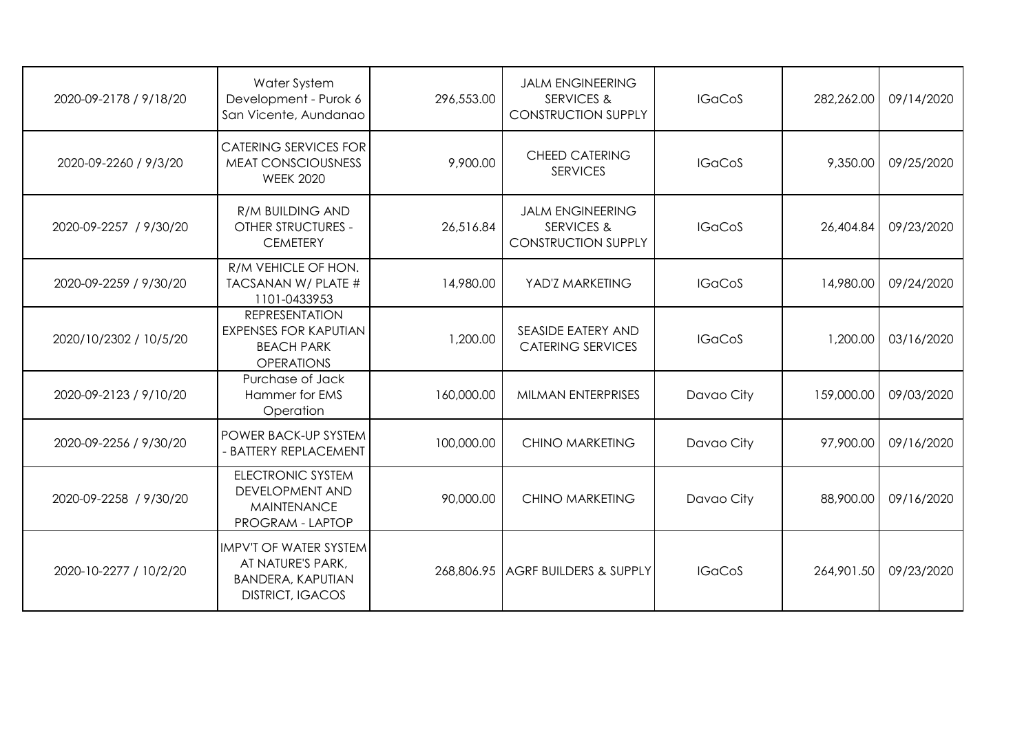| | | | | | | |
|---|---|---|---|---|---|---|
| 2020-09-2178 / 9/18/20 | Water System Development - Purok 6 San Vicente, Aundanao | 296,553.00 | JALM ENGINEERING SERVICES & CONSTRUCTION SUPPLY | IGaCoS | 282,262.00 | 09/14/2020 |
| 2020-09-2260 / 9/3/20 | CATERING SERVICES FOR MEAT CONSCIOUSNESS WEEK 2020 | 9,900.00 | CHEED CATERING SERVICES | IGaCoS | 9,350.00 | 09/25/2020 |
| 2020-09-2257 / 9/30/20 | R/M BUILDING AND OTHER STRUCTURES - CEMETERY | 26,516.84 | JALM ENGINEERING SERVICES & CONSTRUCTION SUPPLY | IGaCoS | 26,404.84 | 09/23/2020 |
| 2020-09-2259 / 9/30/20 | R/M VEHICLE OF HON. TACSANAN W/ PLATE # 1101-0433953 | 14,980.00 | YAD'Z MARKETING | IGaCoS | 14,980.00 | 09/24/2020 |
| 2020/10/2302 / 10/5/20 | REPRESENTATION EXPENSES FOR KAPUTIAN BEACH PARK OPERATIONS | 1,200.00 | SEASIDE EATERY AND CATERING SERVICES | IGaCoS | 1,200.00 | 03/16/2020 |
| 2020-09-2123 / 9/10/20 | Purchase of Jack Hammer for EMS Operation | 160,000.00 | MILMAN ENTERPRISES | Davao City | 159,000.00 | 09/03/2020 |
| 2020-09-2256 / 9/30/20 | POWER BACK-UP SYSTEM - BATTERY REPLACEMENT | 100,000.00 | CHINO MARKETING | Davao City | 97,900.00 | 09/16/2020 |
| 2020-09-2258 / 9/30/20 | ELECTRONIC SYSTEM DEVELOPMENT AND MAINTENANCE PROGRAM - LAPTOP | 90,000.00 | CHINO MARKETING | Davao City | 88,900.00 | 09/16/2020 |
| 2020-10-2277 / 10/2/20 | IMPV'T OF WATER SYSTEM AT NATURE'S PARK, BANDERA, KAPUTIAN DISTRICT, IGACOS | 268,806.95 | AGRF BUILDERS & SUPPLY | IGaCoS | 264,901.50 | 09/23/2020 |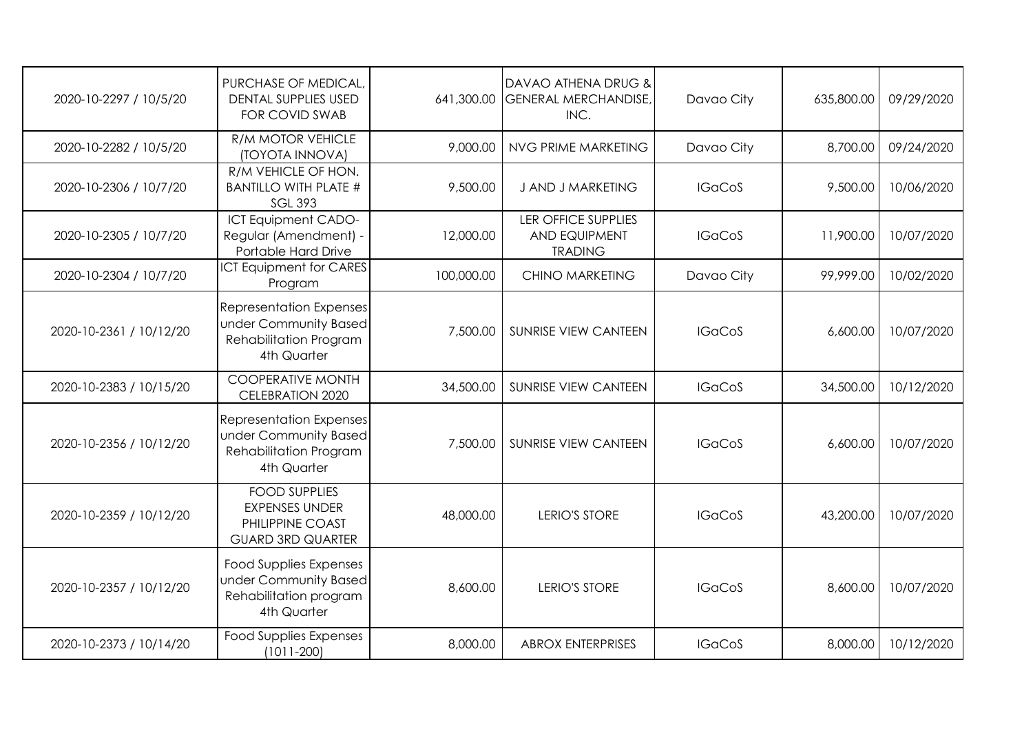| | | | | | | |
|---|---|---|---|---|---|---|
| 2020-10-2297 / 10/5/20 | PURCHASE OF MEDICAL, DENTAL SUPPLIES USED FOR COVID SWAB | 641,300.00 | DAVAO ATHENA DRUG & GENERAL MERCHANDISE, INC. | Davao City | 635,800.00 | 09/29/2020 |
| 2020-10-2282 / 10/5/20 | R/M MOTOR VEHICLE (TOYOTA INNOVA) | 9,000.00 | NVG PRIME MARKETING | Davao City | 8,700.00 | 09/24/2020 |
| 2020-10-2306 / 10/7/20 | R/M VEHICLE OF HON. BANTILLO WITH PLATE # SGL 393 | 9,500.00 | J AND J MARKETING | IGaCoS | 9,500.00 | 10/06/2020 |
| 2020-10-2305 / 10/7/20 | ICT Equipment CADO-Regular (Amendment) - Portable Hard Drive | 12,000.00 | LER OFFICE SUPPLIES AND EQUIPMENT TRADING | IGaCoS | 11,900.00 | 10/07/2020 |
| 2020-10-2304 / 10/7/20 | ICT Equipment for CARES Program | 100,000.00 | CHINO MARKETING | Davao City | 99,999.00 | 10/02/2020 |
| 2020-10-2361 / 10/12/20 | Representation Expenses under Community Based Rehabilitation Program 4th Quarter | 7,500.00 | SUNRISE VIEW CANTEEN | IGaCoS | 6,600.00 | 10/07/2020 |
| 2020-10-2383 / 10/15/20 | COOPERATIVE MONTH CELEBRATION 2020 | 34,500.00 | SUNRISE VIEW CANTEEN | IGaCoS | 34,500.00 | 10/12/2020 |
| 2020-10-2356 / 10/12/20 | Representation Expenses under Community Based Rehabilitation Program 4th Quarter | 7,500.00 | SUNRISE VIEW CANTEEN | IGaCoS | 6,600.00 | 10/07/2020 |
| 2020-10-2359 / 10/12/20 | FOOD SUPPLIES EXPENSES UNDER PHILIPPINE COAST GUARD 3RD QUARTER | 48,000.00 | LERIO'S STORE | IGaCoS | 43,200.00 | 10/07/2020 |
| 2020-10-2357 / 10/12/20 | Food Supplies Expenses under Community Based Rehabilitation program 4th Quarter | 8,600.00 | LERIO'S STORE | IGaCoS | 8,600.00 | 10/07/2020 |
| 2020-10-2373 / 10/14/20 | Food Supplies Expenses (1011-200) | 8,000.00 | ABROX ENTERPRISES | IGaCoS | 8,000.00 | 10/12/2020 |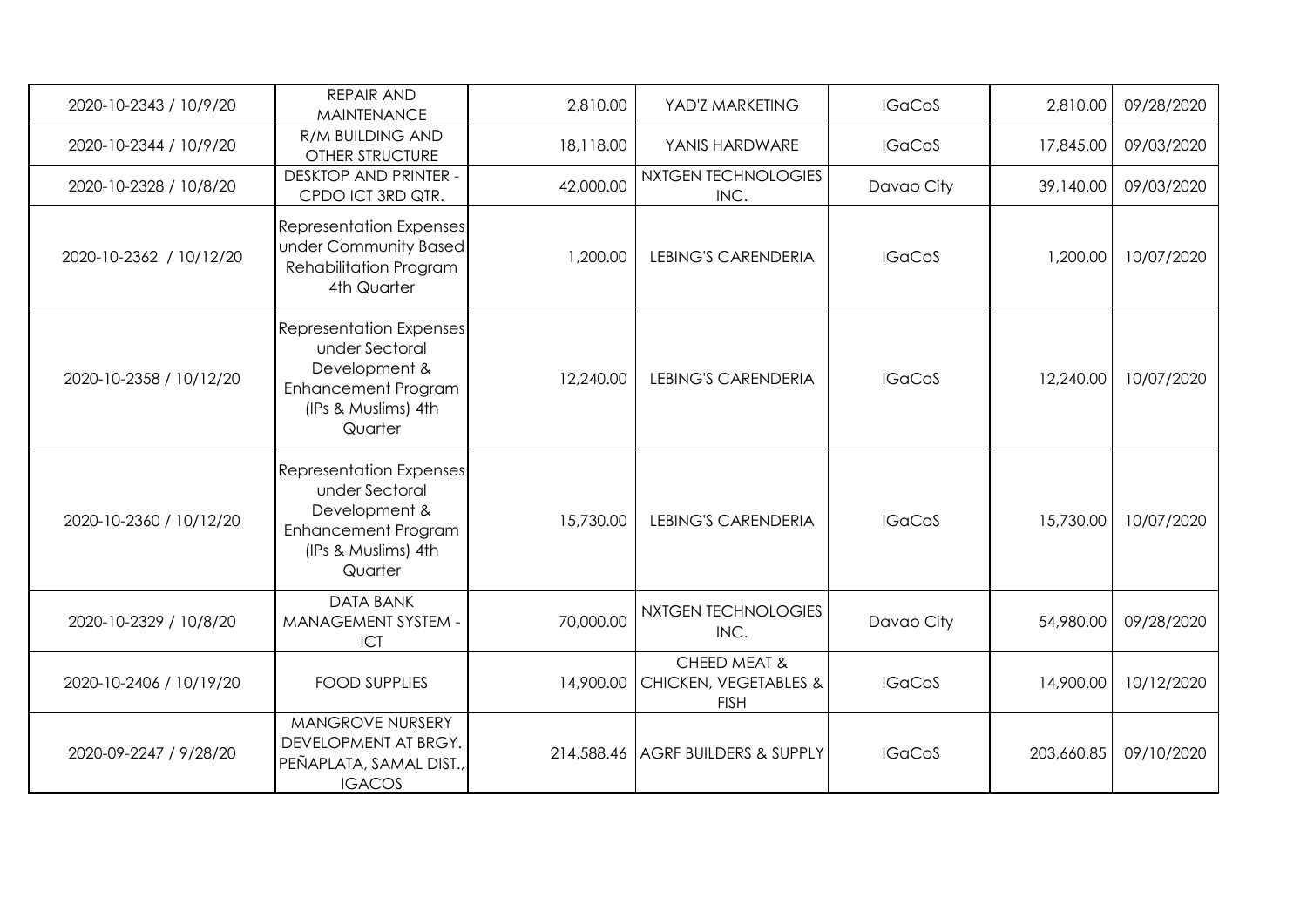| | | | | | | |
|---|---|---|---|---|---|---|
| 2020-10-2343 / 10/9/20 | REPAIR AND MAINTENANCE | 2,810.00 | YAD'Z MARKETING | IGaCoS | 2,810.00 | 09/28/2020 |
| 2020-10-2344 / 10/9/20 | R/M BUILDING AND OTHER STRUCTURE | 18,118.00 | YANIS HARDWARE | IGaCoS | 17,845.00 | 09/03/2020 |
| 2020-10-2328 / 10/8/20 | DESKTOP AND PRINTER - CPDO ICT 3RD QTR. | 42,000.00 | NXTGEN TECHNOLOGIES INC. | Davao City | 39,140.00 | 09/03/2020 |
| 2020-10-2362 / 10/12/20 | Representation Expenses under Community Based Rehabilitation Program 4th Quarter | 1,200.00 | LEBING'S CARENDERIA | IGaCoS | 1,200.00 | 10/07/2020 |
| 2020-10-2358 / 10/12/20 | Representation Expenses under Sectoral Development & Enhancement Program (IPs & Muslims) 4th Quarter | 12,240.00 | LEBING'S CARENDERIA | IGaCoS | 12,240.00 | 10/07/2020 |
| 2020-10-2360 / 10/12/20 | Representation Expenses under Sectoral Development & Enhancement Program (IPs & Muslims) 4th Quarter | 15,730.00 | LEBING'S CARENDERIA | IGaCoS | 15,730.00 | 10/07/2020 |
| 2020-10-2329 / 10/8/20 | DATA BANK MANAGEMENT SYSTEM - ICT | 70,000.00 | NXTGEN TECHNOLOGIES INC. | Davao City | 54,980.00 | 09/28/2020 |
| 2020-10-2406 / 10/19/20 | FOOD SUPPLIES | 14,900.00 | CHEED MEAT & CHICKEN, VEGETABLES & FISH | IGaCoS | 14,900.00 | 10/12/2020 |
| 2020-09-2247 / 9/28/20 | MANGROVE NURSERY DEVELOPMENT AT BRGY. PEÑAPLATA, SAMAL DIST., IGACOS | 214,588.46 | AGRF BUILDERS & SUPPLY | IGaCoS | 203,660.85 | 09/10/2020 |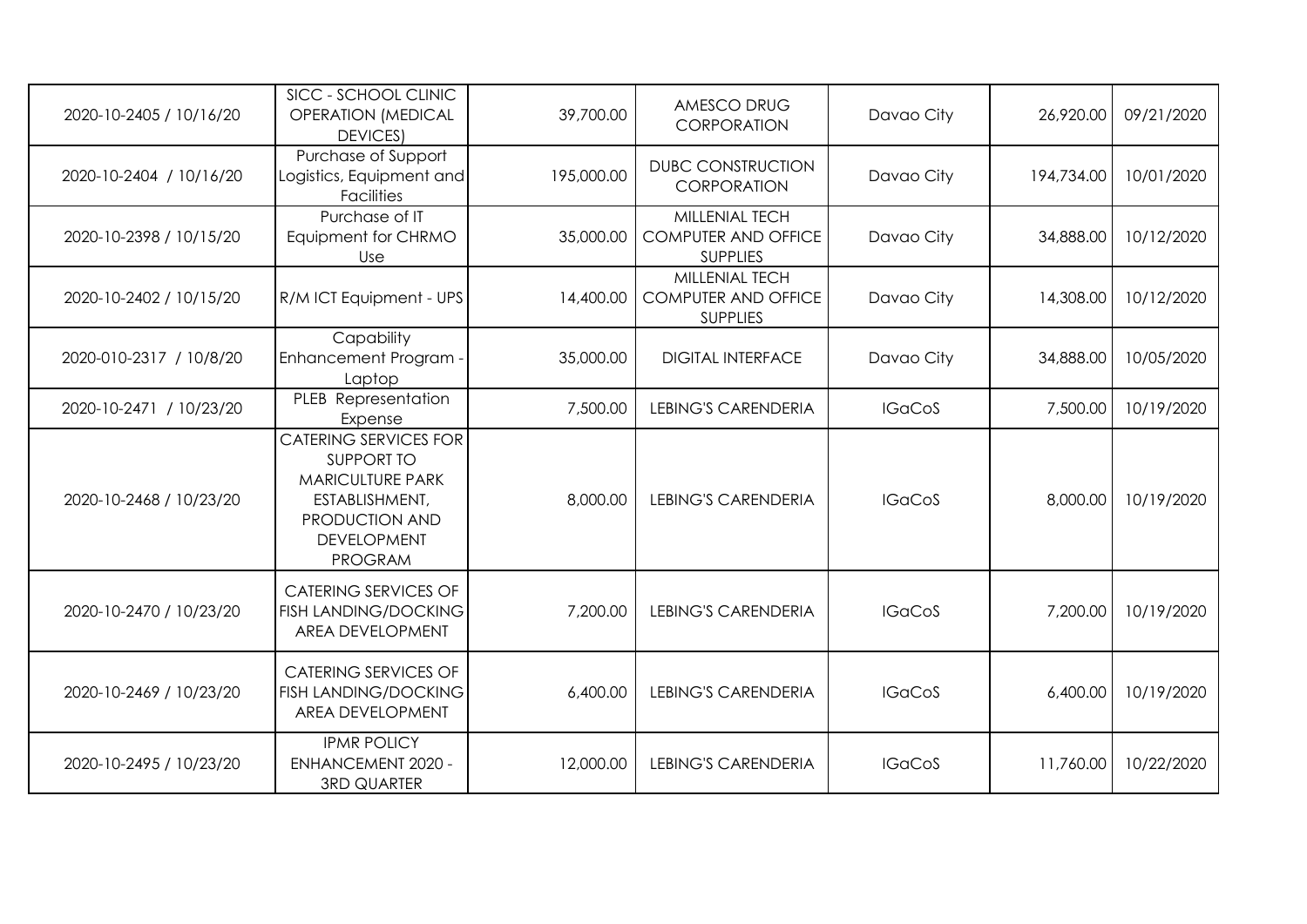| | | | | | | |
|---|---|---|---|---|---|---|
| 2020-10-2405 / 10/16/20 | SICC - SCHOOL CLINIC OPERATION (MEDICAL DEVICES) | 39,700.00 | AMESCO DRUG CORPORATION | Davao City | 26,920.00 | 09/21/2020 |
| 2020-10-2404 / 10/16/20 | Purchase of Support Logistics, Equipment and Facilities | 195,000.00 | DUBC CONSTRUCTION CORPORATION | Davao City | 194,734.00 | 10/01/2020 |
| 2020-10-2398 / 10/15/20 | Purchase of IT Equipment for CHRMO Use | 35,000.00 | MILLENIAL TECH COMPUTER AND OFFICE SUPPLIES | Davao City | 34,888.00 | 10/12/2020 |
| 2020-10-2402 / 10/15/20 | R/M ICT Equipment - UPS | 14,400.00 | MILLENIAL TECH COMPUTER AND OFFICE SUPPLIES | Davao City | 14,308.00 | 10/12/2020 |
| 2020-010-2317 / 10/8/20 | Capability Enhancement Program - Laptop | 35,000.00 | DIGITAL INTERFACE | Davao City | 34,888.00 | 10/05/2020 |
| 2020-10-2471 / 10/23/20 | PLEB Representation Expense | 7,500.00 | LEBING'S CARENDERIA | IGaCoS | 7,500.00 | 10/19/2020 |
| 2020-10-2468 / 10/23/20 | CATERING SERVICES FOR SUPPORT TO MARICULTURE PARK ESTABLISHMENT, PRODUCTION AND DEVELOPMENT PROGRAM | 8,000.00 | LEBING'S CARENDERIA | IGaCoS | 8,000.00 | 10/19/2020 |
| 2020-10-2470 / 10/23/20 | CATERING SERVICES OF FISH LANDING/DOCKING AREA DEVELOPMENT | 7,200.00 | LEBING'S CARENDERIA | IGaCoS | 7,200.00 | 10/19/2020 |
| 2020-10-2469 / 10/23/20 | CATERING SERVICES OF FISH LANDING/DOCKING AREA DEVELOPMENT | 6,400.00 | LEBING'S CARENDERIA | IGaCoS | 6,400.00 | 10/19/2020 |
| 2020-10-2495 / 10/23/20 | IPMR POLICY ENHANCEMENT 2020 - 3RD QUARTER | 12,000.00 | LEBING'S CARENDERIA | IGaCoS | 11,760.00 | 10/22/2020 |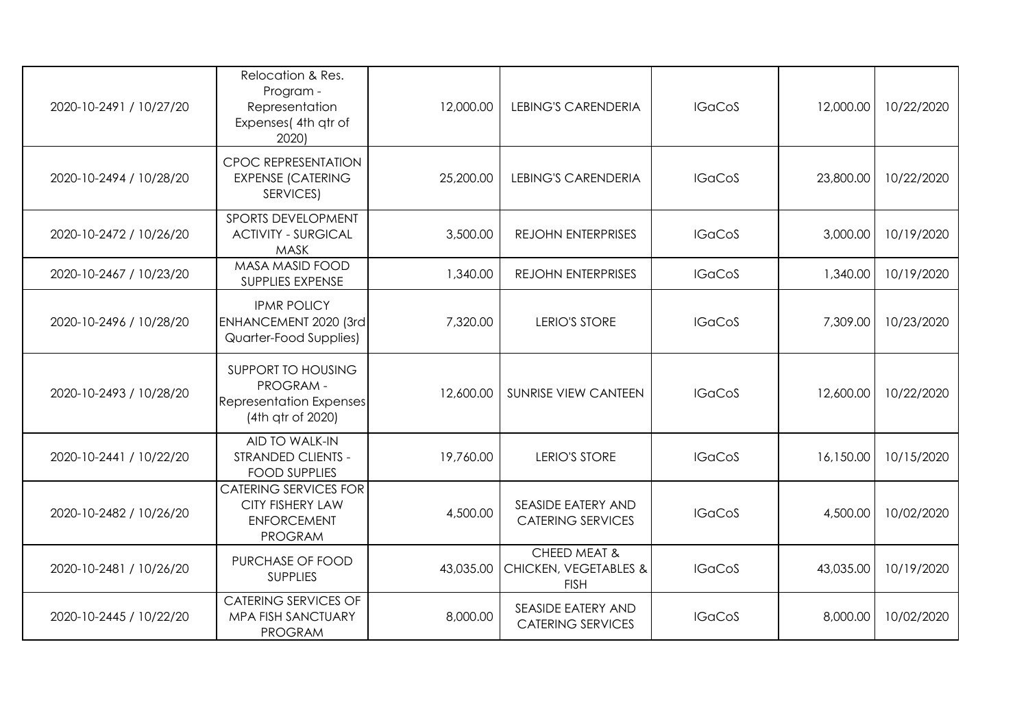| | | | | | | |
|---|---|---|---|---|---|---|
| 2020-10-2491 / 10/27/20 | Relocation & Res. Program - Representation Expenses( 4th qtr of 2020) | 12,000.00 | LEBING'S CARENDERIA | IGaCoS | 12,000.00 | 10/22/2020 |
| 2020-10-2494 / 10/28/20 | CPOC REPRESENTATION EXPENSE (CATERING SERVICES) | 25,200.00 | LEBING'S CARENDERIA | IGaCoS | 23,800.00 | 10/22/2020 |
| 2020-10-2472 / 10/26/20 | SPORTS DEVELOPMENT ACTIVITY - SURGICAL MASK | 3,500.00 | REJOHN ENTERPRISES | IGaCoS | 3,000.00 | 10/19/2020 |
| 2020-10-2467 / 10/23/20 | MASA MASID FOOD SUPPLIES EXPENSE | 1,340.00 | REJOHN ENTERPRISES | IGaCoS | 1,340.00 | 10/19/2020 |
| 2020-10-2496 / 10/28/20 | IPMR POLICY ENHANCEMENT 2020 (3rd Quarter-Food Supplies) | 7,320.00 | LERIO'S STORE | IGaCoS | 7,309.00 | 10/23/2020 |
| 2020-10-2493 / 10/28/20 | SUPPORT TO HOUSING PROGRAM - Representation Expenses (4th qtr of 2020) | 12,600.00 | SUNRISE VIEW CANTEEN | IGaCoS | 12,600.00 | 10/22/2020 |
| 2020-10-2441 / 10/22/20 | AID TO WALK-IN STRANDED CLIENTS - FOOD SUPPLIES | 19,760.00 | LERIO'S STORE | IGaCoS | 16,150.00 | 10/15/2020 |
| 2020-10-2482 / 10/26/20 | CATERING SERVICES FOR CITY FISHERY LAW ENFORCEMENT PROGRAM | 4,500.00 | SEASIDE EATERY AND CATERING SERVICES | IGaCoS | 4,500.00 | 10/02/2020 |
| 2020-10-2481 / 10/26/20 | PURCHASE OF FOOD SUPPLIES | 43,035.00 | CHEED MEAT & CHICKEN, VEGETABLES & FISH | IGaCoS | 43,035.00 | 10/19/2020 |
| 2020-10-2445 / 10/22/20 | CATERING SERVICES OF MPA FISH SANCTUARY PROGRAM | 8,000.00 | SEASIDE EATERY AND CATERING SERVICES | IGaCoS | 8,000.00 | 10/02/2020 |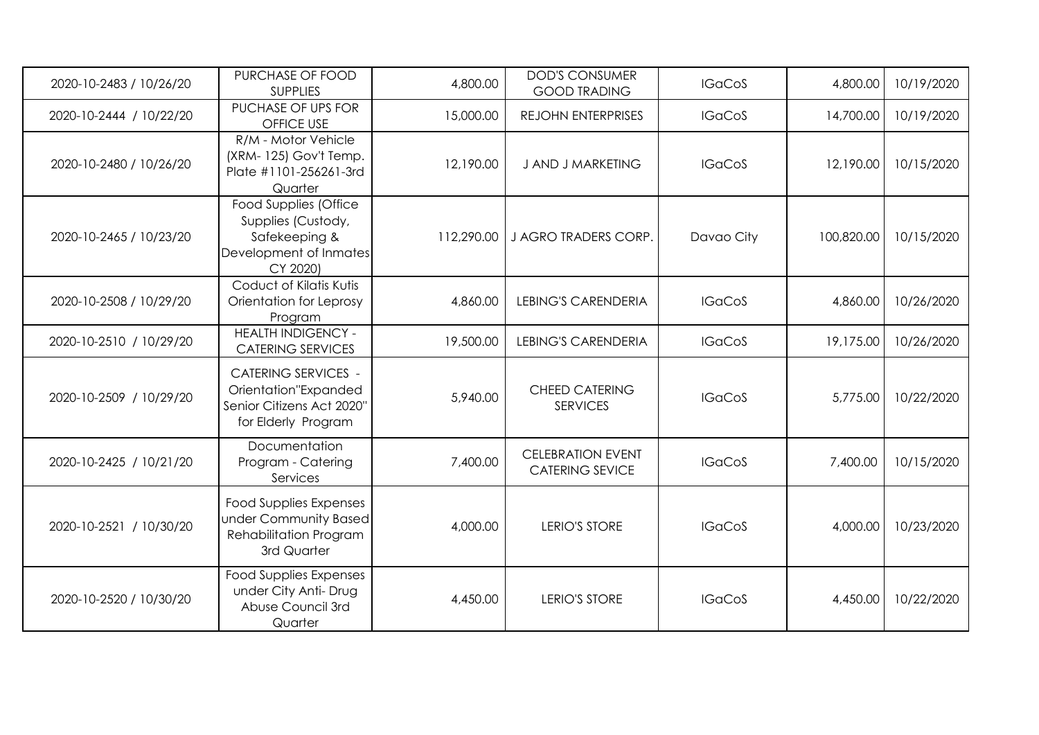| | | | | | | |
|---|---|---|---|---|---|---|
| 2020-10-2483 / 10/26/20 | PURCHASE OF FOOD SUPPLIES | 4,800.00 | DOD'S CONSUMER GOOD TRADING | IGaCoS | 4,800.00 | 10/19/2020 |
| 2020-10-2444 / 10/22/20 | PUCHASE OF UPS FOR OFFICE USE | 15,000.00 | REJOHN ENTERPRISES | IGaCoS | 14,700.00 | 10/19/2020 |
| 2020-10-2480 / 10/26/20 | R/M - Motor Vehicle (XRM- 125) Gov't Temp. Plate #1101-256261-3rd Quarter | 12,190.00 | J AND J MARKETING | IGaCoS | 12,190.00 | 10/15/2020 |
| 2020-10-2465 / 10/23/20 | Food Supplies (Office Supplies (Custody, Safekeeping & Development of Inmates CY 2020) | 112,290.00 | J AGRO TRADERS CORP. | Davao City | 100,820.00 | 10/15/2020 |
| 2020-10-2508 / 10/29/20 | Coduct of Kilatis Kutis Orientation for Leprosy Program | 4,860.00 | LEBING'S CARENDERIA | IGaCoS | 4,860.00 | 10/26/2020 |
| 2020-10-2510 / 10/29/20 | HEALTH INDIGENCY - CATERING SERVICES | 19,500.00 | LEBING'S CARENDERIA | IGaCoS | 19,175.00 | 10/26/2020 |
| 2020-10-2509 / 10/29/20 | CATERING SERVICES - Orientation"Expanded Senior Citizens Act 2020" for Elderly Program | 5,940.00 | CHEED CATERING SERVICES | IGaCoS | 5,775.00 | 10/22/2020 |
| 2020-10-2425 / 10/21/20 | Documentation Program - Catering Services | 7,400.00 | CELEBRATION EVENT CATERING SEVICE | IGaCoS | 7,400.00 | 10/15/2020 |
| 2020-10-2521 / 10/30/20 | Food Supplies Expenses under Community Based Rehabilitation Program 3rd Quarter | 4,000.00 | LERIO'S STORE | IGaCoS | 4,000.00 | 10/23/2020 |
| 2020-10-2520 / 10/30/20 | Food Supplies Expenses under City Anti- Drug Abuse Council 3rd Quarter | 4,450.00 | LERIO'S STORE | IGaCoS | 4,450.00 | 10/22/2020 |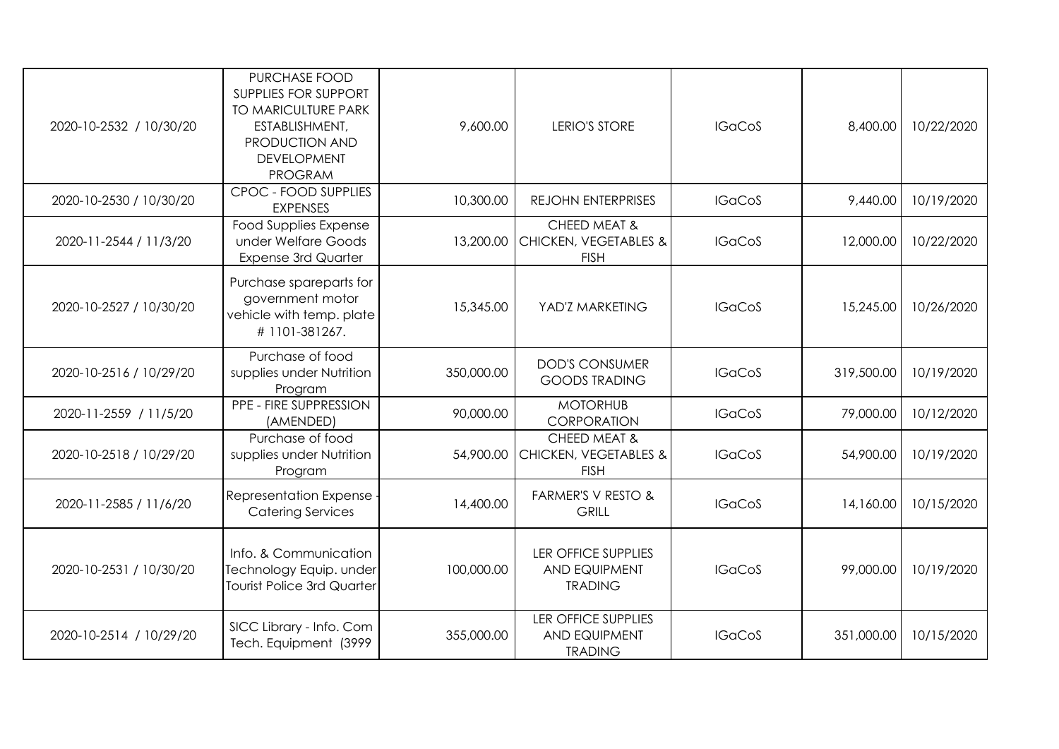| | | | | | | |
|---|---|---|---|---|---|---|
| 2020-10-2532 / 10/30/20 | PURCHASE FOOD SUPPLIES FOR SUPPORT TO MARICULTURE PARK ESTABLISHMENT, PRODUCTION AND DEVELOPMENT PROGRAM | 9,600.00 | LERIO'S STORE | IGaCoS | 8,400.00 | 10/22/2020 |
| 2020-10-2530 / 10/30/20 | CPOC - FOOD SUPPLIES EXPENSES | 10,300.00 | REJOHN ENTERPRISES | IGaCoS | 9,440.00 | 10/19/2020 |
| 2020-11-2544 / 11/3/20 | Food Supplies Expense under Welfare Goods Expense 3rd Quarter | 13,200.00 | CHEED MEAT & CHICKEN, VEGETABLES & FISH | IGaCoS | 12,000.00 | 10/22/2020 |
| 2020-10-2527 / 10/30/20 | Purchase spareparts for government motor vehicle with temp. plate # 1101-381267. | 15,345.00 | YAD'Z MARKETING | IGaCoS | 15,245.00 | 10/26/2020 |
| 2020-10-2516 / 10/29/20 | Purchase of food supplies under Nutrition Program | 350,000.00 | DOD'S CONSUMER GOODS TRADING | IGaCoS | 319,500.00 | 10/19/2020 |
| 2020-11-2559 / 11/5/20 | PPE - FIRE SUPPRESSION (AMENDED) | 90,000.00 | MOTORHUB CORPORATION | IGaCoS | 79,000.00 | 10/12/2020 |
| 2020-10-2518 / 10/29/20 | Purchase of food supplies under Nutrition Program | 54,900.00 | CHEED MEAT & CHICKEN, VEGETABLES & FISH | IGaCoS | 54,900.00 | 10/19/2020 |
| 2020-11-2585 / 11/6/20 | Representation Expense - Catering Services | 14,400.00 | FARMER'S V RESTO & GRILL | IGaCoS | 14,160.00 | 10/15/2020 |
| 2020-10-2531 / 10/30/20 | Info. & Communication Technology Equip. under Tourist Police 3rd Quarter | 100,000.00 | LER OFFICE SUPPLIES AND EQUIPMENT TRADING | IGaCoS | 99,000.00 | 10/19/2020 |
| 2020-10-2514 / 10/29/20 | SICC Library - Info. Com Tech. Equipment (3999 | 355,000.00 | LER OFFICE SUPPLIES AND EQUIPMENT TRADING | IGaCoS | 351,000.00 | 10/15/2020 |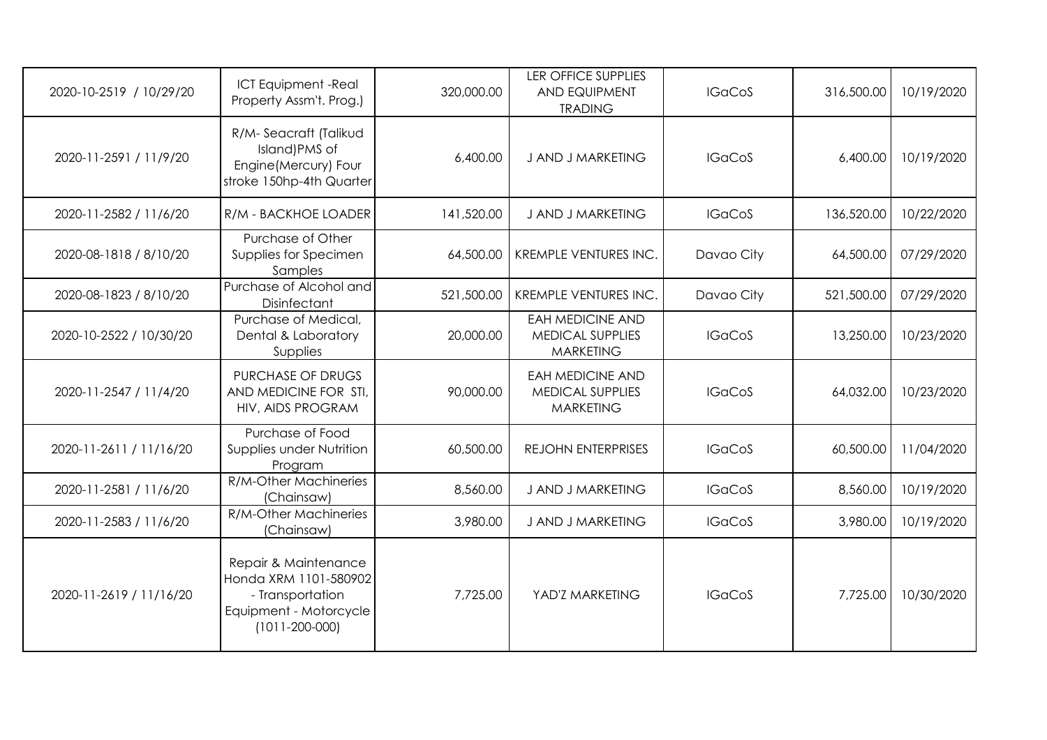| | | | | | | |
|---|---|---|---|---|---|---|
| 2020-10-2519 / 10/29/20 | ICT Equipment -Real Property Assm't. Prog.) | 320,000.00 | LER OFFICE SUPPLIES AND EQUIPMENT TRADING | IGaCoS | 316,500.00 | 10/19/2020 |
| 2020-11-2591 / 11/9/20 | R/M- Seacraft (Talikud Island)PMS of Engine(Mercury) Four stroke 150hp-4th Quarter | 6,400.00 | J AND J MARKETING | IGaCoS | 6,400.00 | 10/19/2020 |
| 2020-11-2582 / 11/6/20 | R/M - BACKHOE LOADER | 141,520.00 | J AND J MARKETING | IGaCoS | 136,520.00 | 10/22/2020 |
| 2020-08-1818 / 8/10/20 | Purchase of Other Supplies for Specimen Samples | 64,500.00 | KREMPLE VENTURES INC. | Davao City | 64,500.00 | 07/29/2020 |
| 2020-08-1823 / 8/10/20 | Purchase of Alcohol and Disinfectant | 521,500.00 | KREMPLE VENTURES INC. | Davao City | 521,500.00 | 07/29/2020 |
| 2020-10-2522 / 10/30/20 | Purchase of Medical, Dental & Laboratory Supplies | 20,000.00 | EAH MEDICINE AND MEDICAL SUPPLIES MARKETING | IGaCoS | 13,250.00 | 10/23/2020 |
| 2020-11-2547 / 11/4/20 | PURCHASE OF DRUGS AND MEDICINE FOR STI, HIV, AIDS PROGRAM | 90,000.00 | EAH MEDICINE AND MEDICAL SUPPLIES MARKETING | IGaCoS | 64,032.00 | 10/23/2020 |
| 2020-11-2611 / 11/16/20 | Purchase of Food Supplies under Nutrition Program | 60,500.00 | REJOHN ENTERPRISES | IGaCoS | 60,500.00 | 11/04/2020 |
| 2020-11-2581 / 11/6/20 | R/M-Other Machineries (Chainsaw) | 8,560.00 | J AND J MARKETING | IGaCoS | 8,560.00 | 10/19/2020 |
| 2020-11-2583 / 11/6/20 | R/M-Other Machineries (Chainsaw) | 3,980.00 | J AND J MARKETING | IGaCoS | 3,980.00 | 10/19/2020 |
| 2020-11-2619 / 11/16/20 | Repair & Maintenance Honda XRM 1101-580902 - Transportation Equipment - Motorcycle (1011-200-000) | 7,725.00 | YAD'Z MARKETING | IGaCoS | 7,725.00 | 10/30/2020 |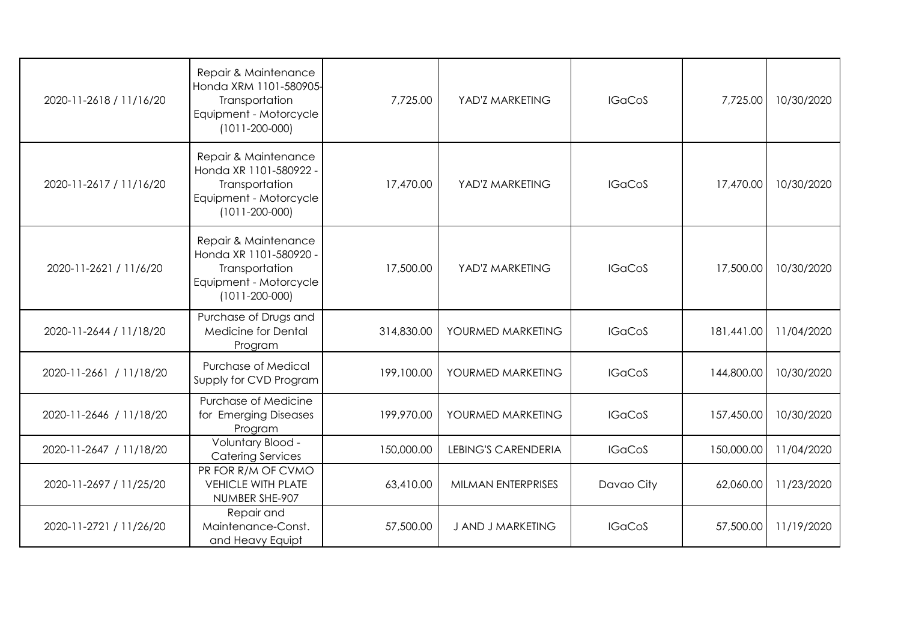| | | | | | | |
|---|---|---|---|---|---|---|
| 2020-11-2618 / 11/16/20 | Repair & Maintenance Honda XRM 1101-580905-Transportation Equipment - Motorcycle (1011-200-000) | 7,725.00 | YAD'Z MARKETING | IGaCoS | 7,725.00 | 10/30/2020 |
| 2020-11-2617 / 11/16/20 | Repair & Maintenance Honda XR 1101-580922 - Transportation Equipment - Motorcycle (1011-200-000) | 17,470.00 | YAD'Z MARKETING | IGaCoS | 17,470.00 | 10/30/2020 |
| 2020-11-2621 / 11/6/20 | Repair & Maintenance Honda XR 1101-580920 - Transportation Equipment - Motorcycle (1011-200-000) | 17,500.00 | YAD'Z MARKETING | IGaCoS | 17,500.00 | 10/30/2020 |
| 2020-11-2644 / 11/18/20 | Purchase of Drugs and Medicine for Dental Program | 314,830.00 | YOURMED MARKETING | IGaCoS | 181,441.00 | 11/04/2020 |
| 2020-11-2661 / 11/18/20 | Purchase of Medical Supply for CVD Program | 199,100.00 | YOURMED MARKETING | IGaCoS | 144,800.00 | 10/30/2020 |
| 2020-11-2646 / 11/18/20 | Purchase of Medicine for Emerging Diseases Program | 199,970.00 | YOURMED MARKETING | IGaCoS | 157,450.00 | 10/30/2020 |
| 2020-11-2647 / 11/18/20 | Voluntary Blood - Catering Services | 150,000.00 | LEBING'S CARENDERIA | IGaCoS | 150,000.00 | 11/04/2020 |
| 2020-11-2697 / 11/25/20 | PR FOR R/M OF CVMO VEHICLE WITH PLATE NUMBER SHE-907 | 63,410.00 | MILMAN ENTERPRISES | Davao City | 62,060.00 | 11/23/2020 |
| 2020-11-2721 / 11/26/20 | Repair and Maintenance-Const. and Heavy Equipt | 57,500.00 | J AND J MARKETING | IGaCoS | 57,500.00 | 11/19/2020 |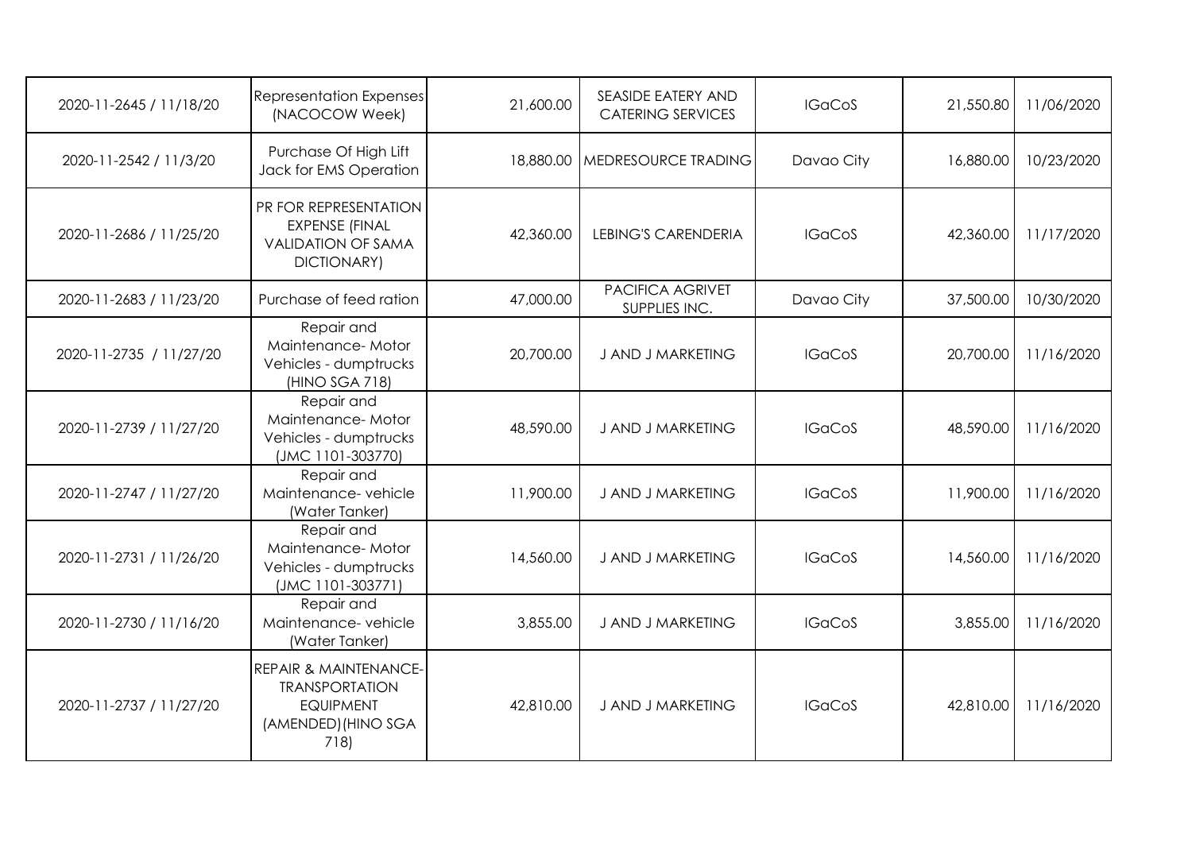| | | | | | | |
|---|---|---|---|---|---|---|
| 2020-11-2645 / 11/18/20 | Representation Expenses (NACOCOW Week) | 21,600.00 | SEASIDE EATERY AND CATERING SERVICES | IGaCoS | 21,550.80 | 11/06/2020 |
| 2020-11-2542 / 11/3/20 | Purchase Of High Lift Jack for EMS Operation | 18,880.00 | MEDRESOURCE TRADING | Davao City | 16,880.00 | 10/23/2020 |
| 2020-11-2686 / 11/25/20 | PR FOR REPRESENTATION EXPENSE (FINAL VALIDATION OF SAMA DICTIONARY) | 42,360.00 | LEBING'S CARENDERIA | IGaCoS | 42,360.00 | 11/17/2020 |
| 2020-11-2683 / 11/23/20 | Purchase of feed ration | 47,000.00 | PACIFICA AGRIVET SUPPLIES INC. | Davao City | 37,500.00 | 10/30/2020 |
| 2020-11-2735 / 11/27/20 | Repair and Maintenance- Motor Vehicles - dumptrucks (HINO SGA 718) | 20,700.00 | J AND J MARKETING | IGaCoS | 20,700.00 | 11/16/2020 |
| 2020-11-2739 / 11/27/20 | Repair and Maintenance- Motor Vehicles - dumptrucks (JMC 1101-303770) | 48,590.00 | J AND J MARKETING | IGaCoS | 48,590.00 | 11/16/2020 |
| 2020-11-2747 / 11/27/20 | Repair and Maintenance- vehicle (Water Tanker) | 11,900.00 | J AND J MARKETING | IGaCoS | 11,900.00 | 11/16/2020 |
| 2020-11-2731 / 11/26/20 | Repair and Maintenance- Motor Vehicles - dumptrucks (JMC 1101-303771) | 14,560.00 | J AND J MARKETING | IGaCoS | 14,560.00 | 11/16/2020 |
| 2020-11-2730 / 11/16/20 | Repair and Maintenance- vehicle (Water Tanker) | 3,855.00 | J AND J MARKETING | IGaCoS | 3,855.00 | 11/16/2020 |
| 2020-11-2737 / 11/27/20 | REPAIR & MAINTENANCE- TRANSPORTATION EQUIPMENT (AMENDED)(HINO SGA 718) | 42,810.00 | J AND J MARKETING | IGaCoS | 42,810.00 | 11/16/2020 |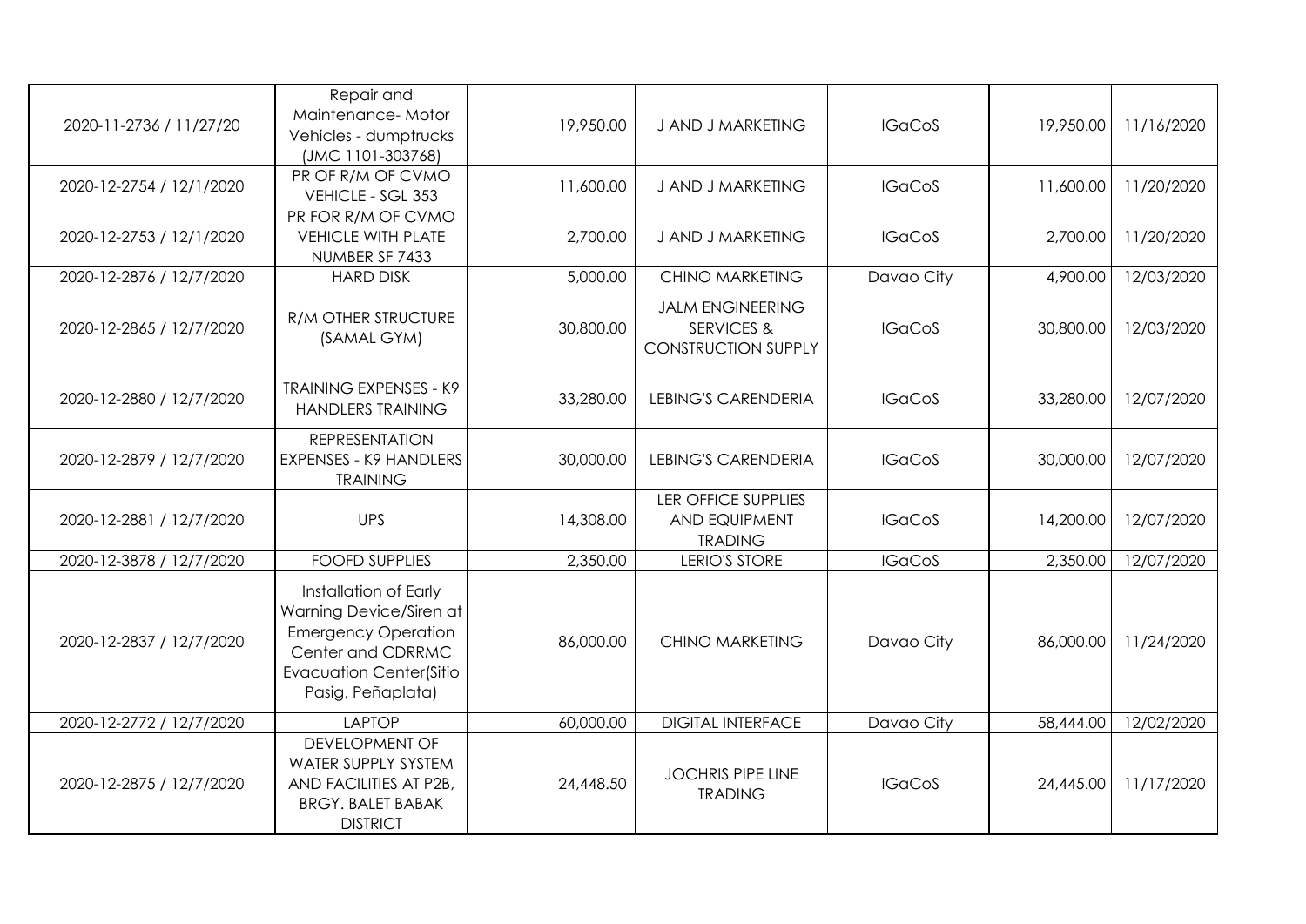| | | | | | | |
|---|---|---|---|---|---|---|
| 2020-11-2736 / 11/27/20 | Repair and Maintenance- Motor Vehicles - dumptrucks (JMC 1101-303768) | 19,950.00 | J AND J MARKETING | IGaCoS | 19,950.00 | 11/16/2020 |
| 2020-12-2754 / 12/1/2020 | PR OF R/M OF CVMO VEHICLE - SGL 353 | 11,600.00 | J AND J MARKETING | IGaCoS | 11,600.00 | 11/20/2020 |
| 2020-12-2753 / 12/1/2020 | PR FOR R/M OF CVMO VEHICLE WITH PLATE NUMBER SF 7433 | 2,700.00 | J AND J MARKETING | IGaCoS | 2,700.00 | 11/20/2020 |
| 2020-12-2876 / 12/7/2020 | HARD DISK | 5,000.00 | CHINO MARKETING | Davao City | 4,900.00 | 12/03/2020 |
| 2020-12-2865 / 12/7/2020 | R/M OTHER STRUCTURE (SAMAL GYM) | 30,800.00 | JALM ENGINEERING SERVICES & CONSTRUCTION SUPPLY | IGaCoS | 30,800.00 | 12/03/2020 |
| 2020-12-2880 / 12/7/2020 | TRAINING EXPENSES - K9 HANDLERS TRAINING | 33,280.00 | LEBING'S CARENDERIA | IGaCoS | 33,280.00 | 12/07/2020 |
| 2020-12-2879 / 12/7/2020 | REPRESENTATION EXPENSES - K9 HANDLERS TRAINING | 30,000.00 | LEBING'S CARENDERIA | IGaCoS | 30,000.00 | 12/07/2020 |
| 2020-12-2881 / 12/7/2020 | UPS | 14,308.00 | LER OFFICE SUPPLIES AND EQUIPMENT TRADING | IGaCoS | 14,200.00 | 12/07/2020 |
| 2020-12-3878 / 12/7/2020 | FOOFD SUPPLIES | 2,350.00 | LERIO'S STORE | IGaCoS | 2,350.00 | 12/07/2020 |
| 2020-12-2837 / 12/7/2020 | Installation of Early Warning Device/Siren at Emergency Operation Center and CDRRMC Evacuation Center(Sitio Pasig, Peñaplata) | 86,000.00 | CHINO MARKETING | Davao City | 86,000.00 | 11/24/2020 |
| 2020-12-2772 / 12/7/2020 | LAPTOP | 60,000.00 | DIGITAL INTERFACE | Davao City | 58,444.00 | 12/02/2020 |
| 2020-12-2875 / 12/7/2020 | DEVELOPMENT OF WATER SUPPLY SYSTEM AND FACILITIES AT P2B, BRGY. BALET BABAK DISTRICT | 24,448.50 | JOCHRIS PIPE LINE TRADING | IGaCoS | 24,445.00 | 11/17/2020 |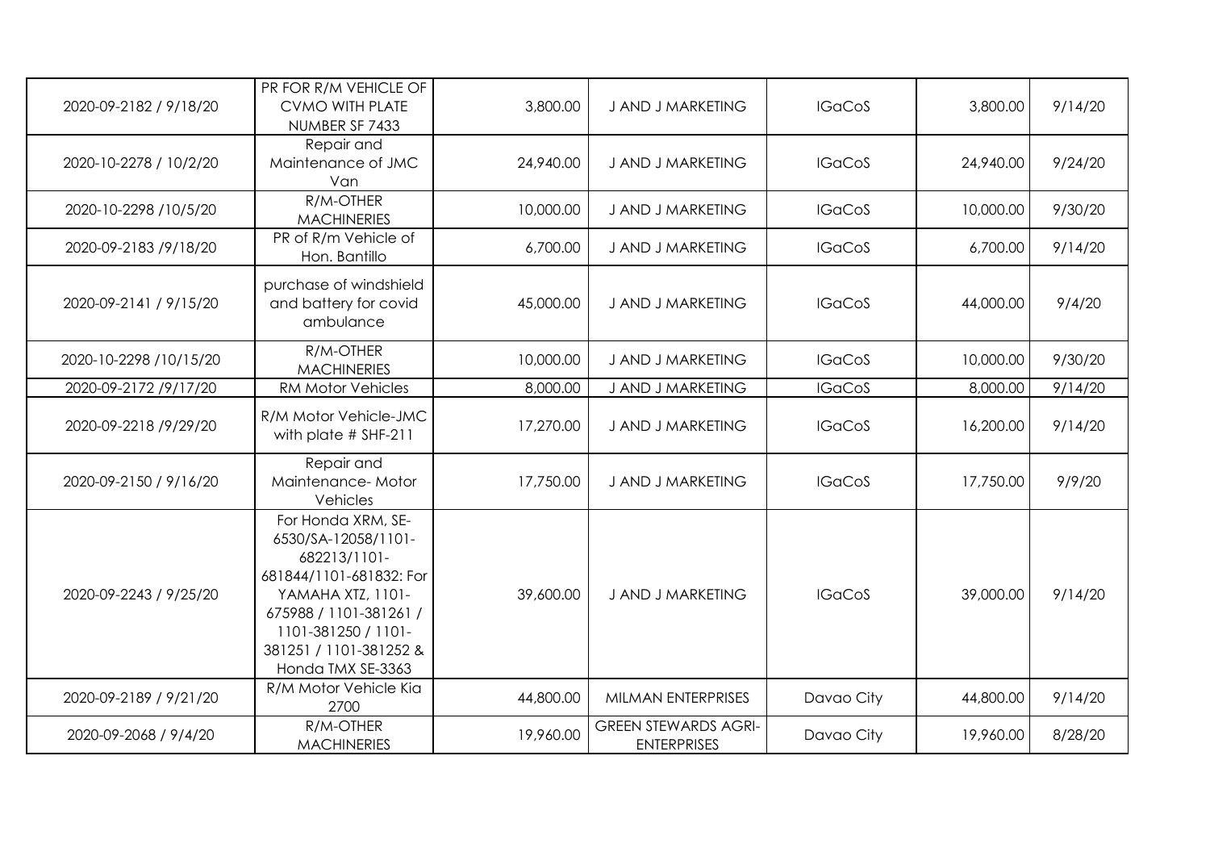| | | | | | | |
|---|---|---|---|---|---|---|
| 2020-09-2182 / 9/18/20 | PR FOR R/M VEHICLE OF CVMO WITH PLATE NUMBER SF 7433 | 3,800.00 | J AND J MARKETING | IGaCoS | 3,800.00 | 9/14/20 |
| 2020-10-2278 / 10/2/20 | Repair and Maintenance of JMC Van | 24,940.00 | J AND J MARKETING | IGaCoS | 24,940.00 | 9/24/20 |
| 2020-10-2298 /10/5/20 | R/M-OTHER MACHINERIES | 10,000.00 | J AND J MARKETING | IGaCoS | 10,000.00 | 9/30/20 |
| 2020-09-2183 /9/18/20 | PR of R/m Vehicle of Hon. Bantillo | 6,700.00 | J AND J MARKETING | IGaCoS | 6,700.00 | 9/14/20 |
| 2020-09-2141 / 9/15/20 | purchase of windshield and battery for covid ambulance | 45,000.00 | J AND J MARKETING | IGaCoS | 44,000.00 | 9/4/20 |
| 2020-10-2298 /10/15/20 | R/M-OTHER MACHINERIES | 10,000.00 | J AND J MARKETING | IGaCoS | 10,000.00 | 9/30/20 |
| 2020-09-2172 /9/17/20 | RM Motor Vehicles | 8,000.00 | J AND J MARKETING | IGaCoS | 8,000.00 | 9/14/20 |
| 2020-09-2218 /9/29/20 | R/M Motor Vehicle-JMC with plate # SHF-211 | 17,270.00 | J AND J MARKETING | IGaCoS | 16,200.00 | 9/14/20 |
| 2020-09-2150 / 9/16/20 | Repair and Maintenance- Motor Vehicles | 17,750.00 | J AND J MARKETING | IGaCoS | 17,750.00 | 9/9/20 |
| 2020-09-2243 / 9/25/20 | For Honda XRM, SE-6530/SA-12058/1101-682213/1101-681844/1101-681832: For YAMAHA XTZ, 1101-675988 / 1101-381261 / 1101-381250 / 1101-381251 / 1101-381252 & Honda TMX SE-3363 | 39,600.00 | J AND J MARKETING | IGaCoS | 39,000.00 | 9/14/20 |
| 2020-09-2189 / 9/21/20 | R/M Motor Vehicle Kia 2700 | 44,800.00 | MILMAN ENTERPRISES | Davao City | 44,800.00 | 9/14/20 |
| 2020-09-2068 / 9/4/20 | R/M-OTHER MACHINERIES | 19,960.00 | GREEN STEWARDS AGRI-ENTERPRISES | Davao City | 19,960.00 | 8/28/20 |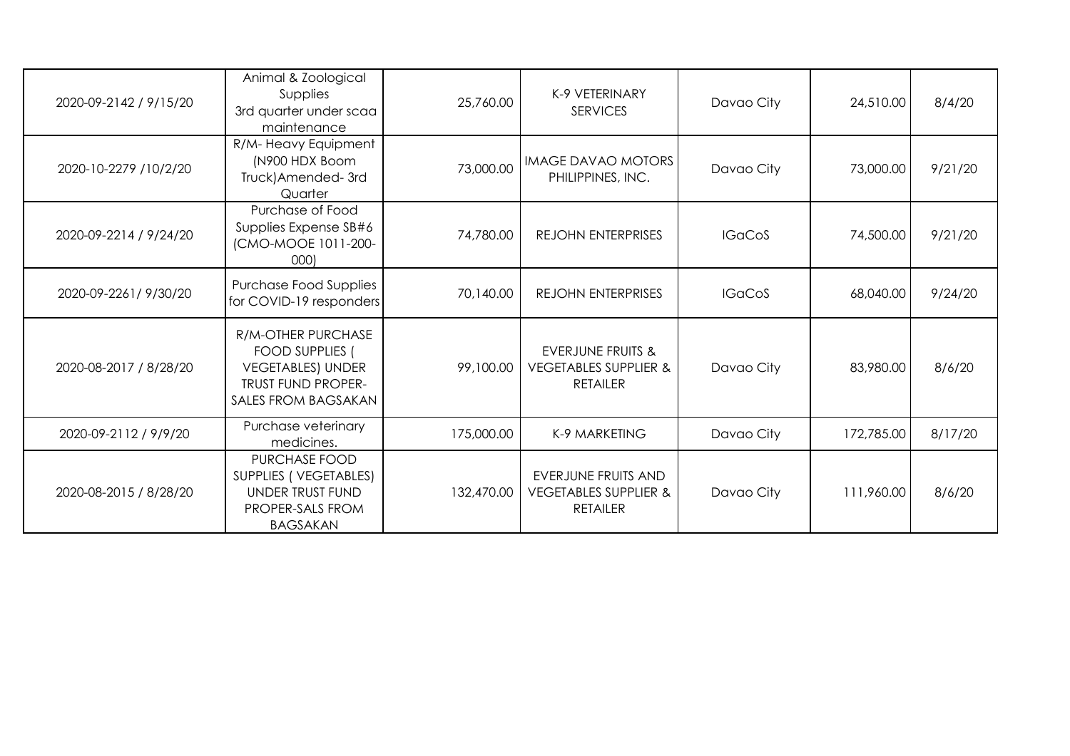| | | | | | | |
|---|---|---|---|---|---|---|
| 2020-09-2142 / 9/15/20 | Animal & Zoological Supplies 3rd quarter under scaa maintenance | 25,760.00 | K-9 VETERINARY SERVICES | Davao City | 24,510.00 | 8/4/20 |
| 2020-10-2279 /10/2/20 | R/M- Heavy Equipment (N900 HDX Boom Truck)Amended- 3rd Quarter | 73,000.00 | IMAGE DAVAO MOTORS PHILIPPINES, INC. | Davao City | 73,000.00 | 9/21/20 |
| 2020-09-2214 / 9/24/20 | Purchase of Food Supplies Expense SB#6 (CMO-MOOE 1011-200-000) | 74,780.00 | REJOHN ENTERPRISES | IGaCoS | 74,500.00 | 9/21/20 |
| 2020-09-2261/ 9/30/20 | Purchase Food Supplies for COVID-19 responders | 70,140.00 | REJOHN ENTERPRISES | IGaCoS | 68,040.00 | 9/24/20 |
| 2020-08-2017 / 8/28/20 | R/M-OTHER PURCHASE FOOD SUPPLIES ( VEGETABLES) UNDER TRUST FUND PROPER-SALES FROM BAGSAKAN | 99,100.00 | EVERJUNE FRUITS & VEGETABLES SUPPLIER & RETAILER | Davao City | 83,980.00 | 8/6/20 |
| 2020-09-2112 / 9/9/20 | Purchase veterinary medicines. | 175,000.00 | K-9 MARKETING | Davao City | 172,785.00 | 8/17/20 |
| 2020-08-2015 / 8/28/20 | PURCHASE FOOD SUPPLIES ( VEGETABLES) UNDER TRUST FUND PROPER-SALS FROM BAGSAKAN | 132,470.00 | EVERJUNE FRUITS AND VEGETABLES SUPPLIER & RETAILER | Davao City | 111,960.00 | 8/6/20 |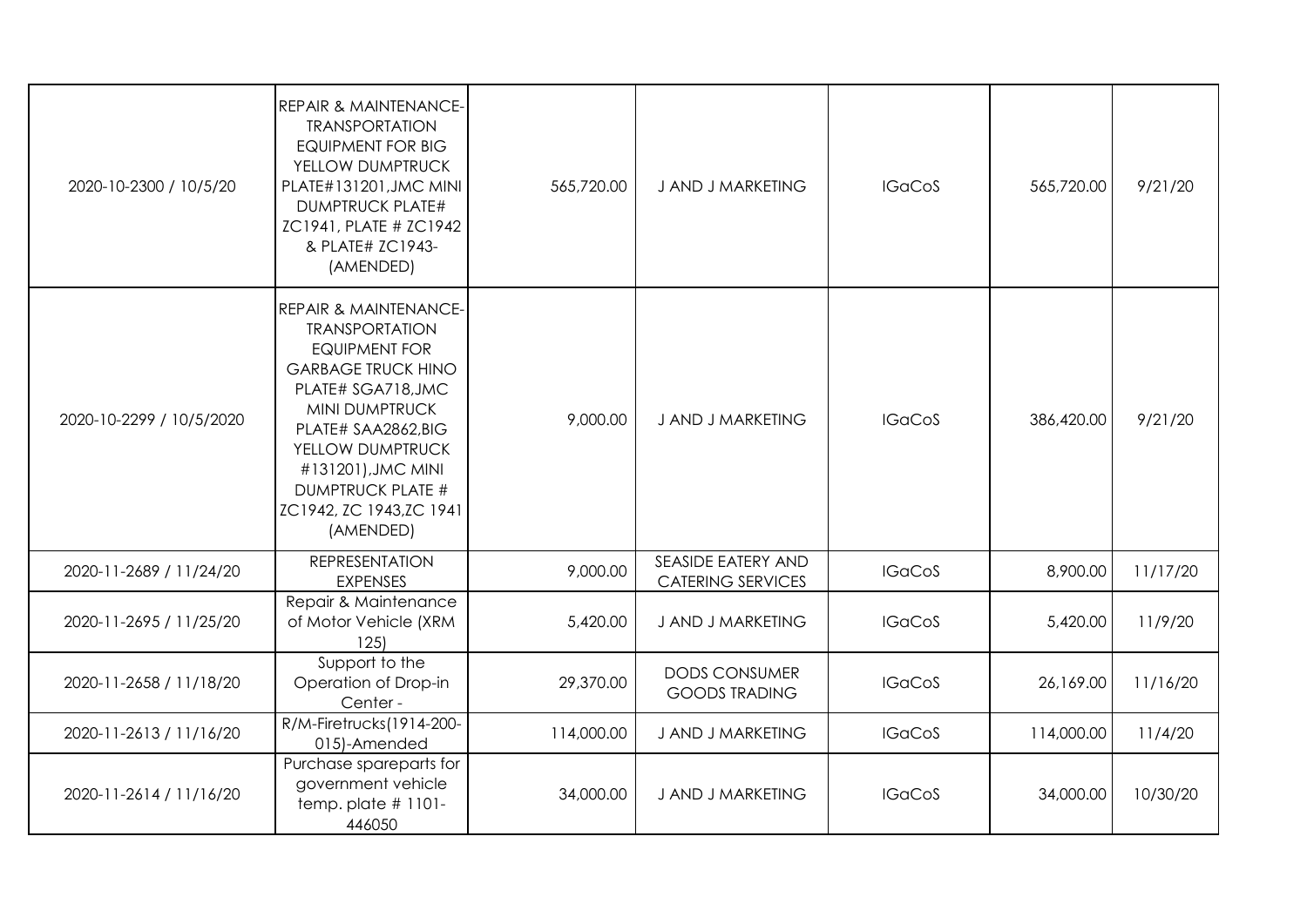| | | | | | | |
|---|---|---|---|---|---|---|
| 2020-10-2300 / 10/5/20 | REPAIR & MAINTENANCE-TRANSPORTATION EQUIPMENT FOR BIG YELLOW DUMPTRUCK PLATE#131201,JMC MINI DUMPTRUCK PLATE# ZC1941, PLATE # ZC1942 & PLATE# ZC1943-(AMENDED) | 565,720.00 | J AND J MARKETING | IGaCoS | 565,720.00 | 9/21/20 |
| 2020-10-2299 / 10/5/2020 | REPAIR & MAINTENANCE-TRANSPORTATION EQUIPMENT FOR GARBAGE TRUCK HINO PLATE# SGA718,JMC MINI DUMPTRUCK PLATE# SAA2862,BIG YELLOW DUMPTRUCK #131201),JMC MINI DUMPTRUCK PLATE # ZC1942, ZC 1943,ZC 1941 (AMENDED) | 9,000.00 | J AND J MARKETING | IGaCoS | 386,420.00 | 9/21/20 |
| 2020-11-2689 / 11/24/20 | REPRESENTATION EXPENSES | 9,000.00 | SEASIDE EATERY AND CATERING SERVICES | IGaCoS | 8,900.00 | 11/17/20 |
| 2020-11-2695 / 11/25/20 | Repair & Maintenance of Motor Vehicle (XRM 125) | 5,420.00 | J AND J MARKETING | IGaCoS | 5,420.00 | 11/9/20 |
| 2020-11-2658 / 11/18/20 | Support to the Operation of Drop-in Center - | 29,370.00 | DODS CONSUMER GOODS TRADING | IGaCoS | 26,169.00 | 11/16/20 |
| 2020-11-2613 / 11/16/20 | R/M-Firetrucks(1914-200-015)-Amended | 114,000.00 | J AND J MARKETING | IGaCoS | 114,000.00 | 11/4/20 |
| 2020-11-2614 / 11/16/20 | Purchase spareparts for government vehicle temp. plate # 1101-446050 | 34,000.00 | J AND J MARKETING | IGaCoS | 34,000.00 | 10/30/20 |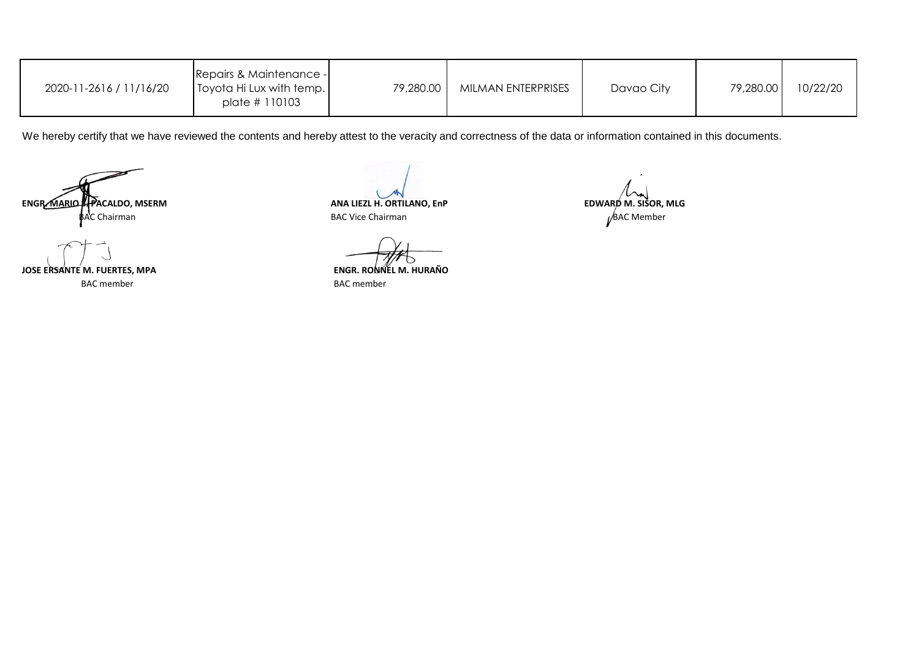| | | | | | | |
|---|---|---|---|---|---|---|
| 2020-11-2616 / 11/16/20 | Repairs & Maintenance - Toyota Hi Lux with temp. plate # 110103 | 79,280.00 | MILMAN ENTERPRISES | Davao City | 79,280.00 | 10/22/20 |

We hereby certify that we have reviewed the contents and hereby attest to the veracity and correctness of the data or information contained in this documents.

**ENGR. MARIO J. PACALDO, MSERM**
BAC Chairman

**ANA LIEZL H. ORTILANO, EnP**
BAC Vice Chairman

**EDWARD M. SISOR, MLG**
BAC Member

**JOSE ERSANTE M. FUERTES, MPA**
BAC member

**ENGR. RONNEL M. HURAÑO**
BAC member